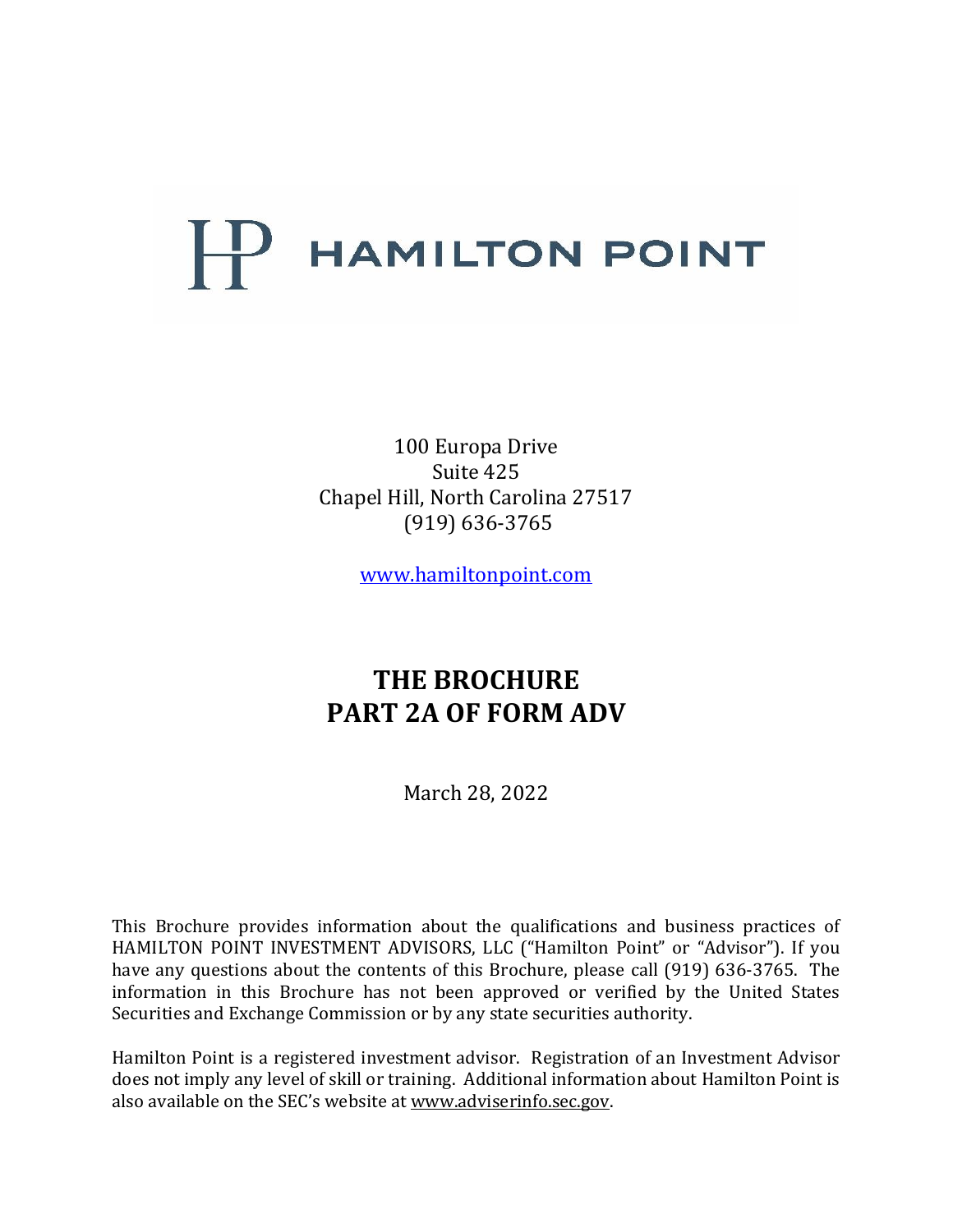HAMILTON POINT

100 Europa Drive
Suite 425
Chapel Hill, North Carolina 27517
(919) 636-3765

www.hamiltonpoint.com

# THE BROCHURE
# PART 2A OF FORM ADV

March 28, 2022

This Brochure provides information about the qualifications and business practices of HAMILTON POINT INVESTMENT ADVISORS, LLC ("Hamilton Point" or "Advisor"). If you have any questions about the contents of this Brochure, please call (919) 636-3765. The information in this Brochure has not been approved or verified by the United States Securities and Exchange Commission or by any state securities authority.

Hamilton Point is a registered investment advisor. Registration of an Investment Advisor does not imply any level of skill or training. Additional information about Hamilton Point is also available on the SEC's website at www.adviserinfo.sec.gov.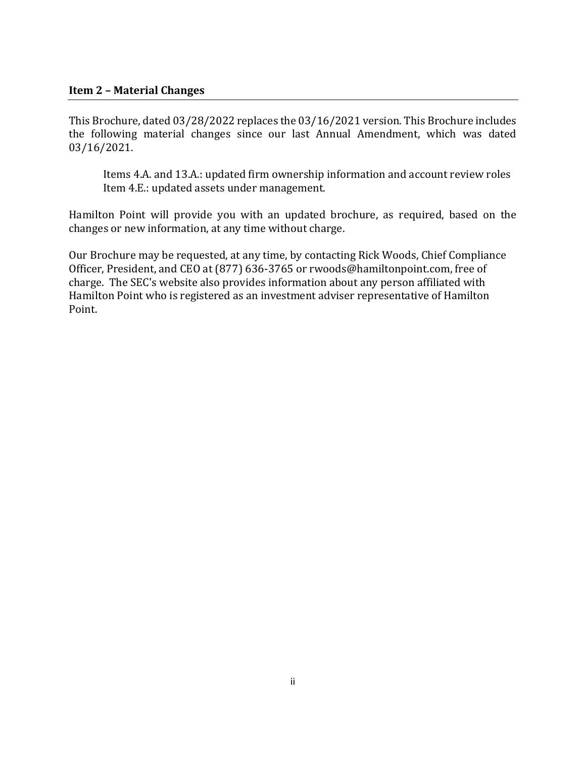## Item 2 – Material Changes

This Brochure, dated 03/28/2022 replaces the 03/16/2021 version. This Brochure includes the following material changes since our last Annual Amendment, which was dated 03/16/2021.

Items 4.A. and 13.A.: updated firm ownership information and account review roles
Item 4.E.: updated assets under management.

Hamilton Point will provide you with an updated brochure, as required, based on the changes or new information, at any time without charge.

Our Brochure may be requested, at any time, by contacting Rick Woods, Chief Compliance Officer, President, and CEO at (877) 636-3765 or rwoods@hamiltonpoint.com, free of charge. The SEC's website also provides information about any person affiliated with Hamilton Point who is registered as an investment adviser representative of Hamilton Point.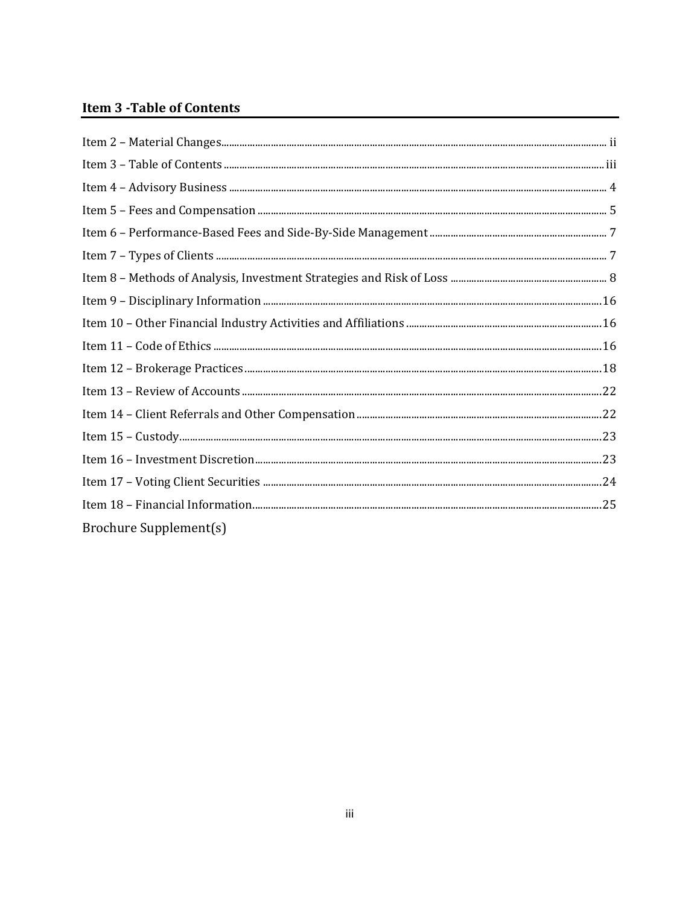## Item 3 -Table of Contents

Item 2 – Material Changes ..... ii
Item 3 – Table of Contents ..... iii
Item 4 – Advisory Business ..... 4
Item 5 – Fees and Compensation ..... 5
Item 6 – Performance-Based Fees and Side-By-Side Management ..... 7
Item 7 – Types of Clients ..... 7
Item 8 – Methods of Analysis, Investment Strategies and Risk of Loss ..... 8
Item 9 – Disciplinary Information ..... 16
Item 10 – Other Financial Industry Activities and Affiliations ..... 16
Item 11 – Code of Ethics ..... 16
Item 12 – Brokerage Practices ..... 18
Item 13 – Review of Accounts ..... 22
Item 14 – Client Referrals and Other Compensation ..... 22
Item 15 – Custody ..... 23
Item 16 – Investment Discretion ..... 23
Item 17 – Voting Client Securities ..... 24
Item 18 – Financial Information ..... 25
Brochure Supplement(s)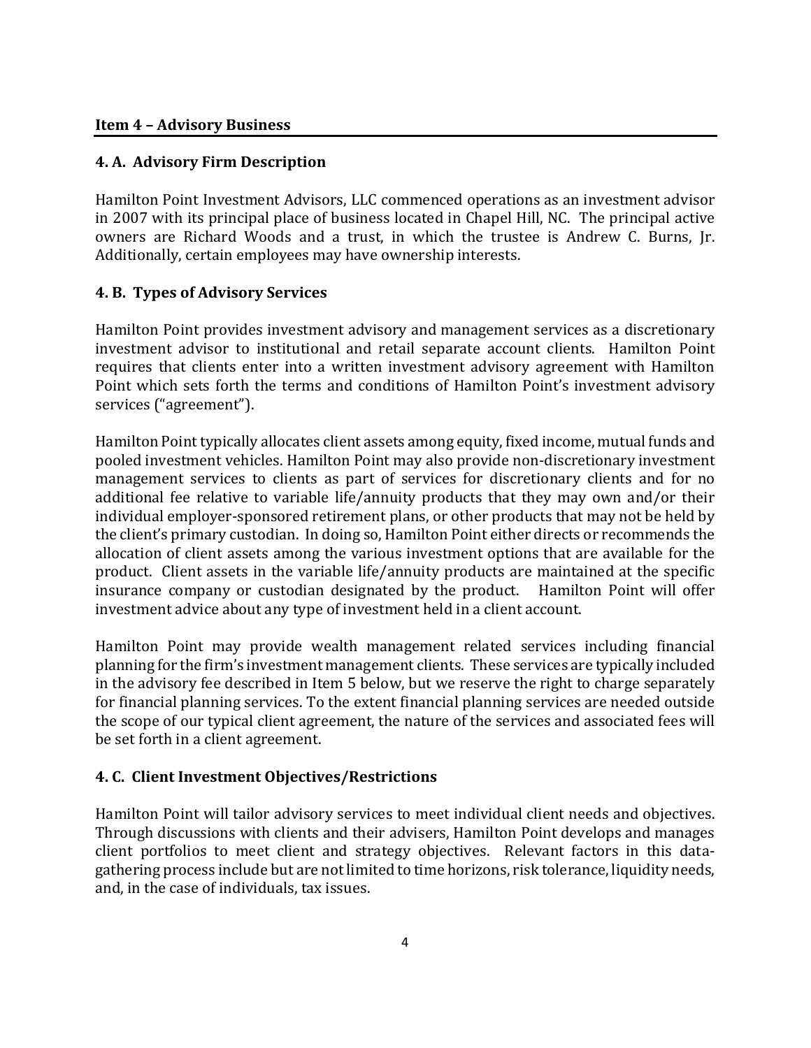## Item 4 – Advisory Business

### 4. A. Advisory Firm Description

Hamilton Point Investment Advisors, LLC commenced operations as an investment advisor in 2007 with its principal place of business located in Chapel Hill, NC. The principal active owners are Richard Woods and a trust, in which the trustee is Andrew C. Burns, Jr. Additionally, certain employees may have ownership interests.

### 4. B. Types of Advisory Services

Hamilton Point provides investment advisory and management services as a discretionary investment advisor to institutional and retail separate account clients. Hamilton Point requires that clients enter into a written investment advisory agreement with Hamilton Point which sets forth the terms and conditions of Hamilton Point's investment advisory services ("agreement").

Hamilton Point typically allocates client assets among equity, fixed income, mutual funds and pooled investment vehicles. Hamilton Point may also provide non-discretionary investment management services to clients as part of services for discretionary clients and for no additional fee relative to variable life/annuity products that they may own and/or their individual employer-sponsored retirement plans, or other products that may not be held by the client's primary custodian. In doing so, Hamilton Point either directs or recommends the allocation of client assets among the various investment options that are available for the product. Client assets in the variable life/annuity products are maintained at the specific insurance company or custodian designated by the product. Hamilton Point will offer investment advice about any type of investment held in a client account.

Hamilton Point may provide wealth management related services including financial planning for the firm's investment management clients. These services are typically included in the advisory fee described in Item 5 below, but we reserve the right to charge separately for financial planning services. To the extent financial planning services are needed outside the scope of our typical client agreement, the nature of the services and associated fees will be set forth in a client agreement.

### 4. C. Client Investment Objectives/Restrictions

Hamilton Point will tailor advisory services to meet individual client needs and objectives. Through discussions with clients and their advisers, Hamilton Point develops and manages client portfolios to meet client and strategy objectives. Relevant factors in this data-gathering process include but are not limited to time horizons, risk tolerance, liquidity needs, and, in the case of individuals, tax issues.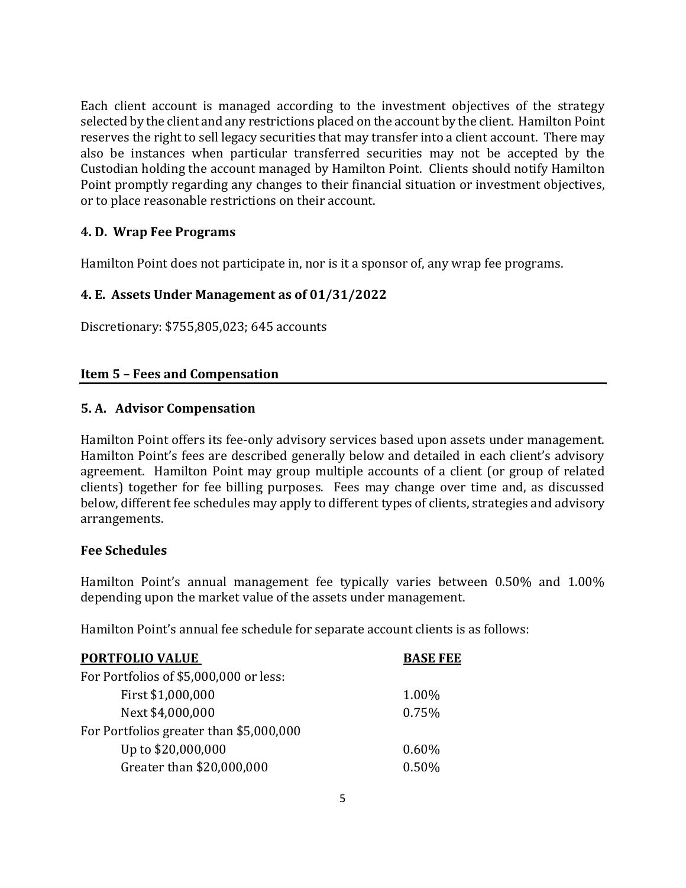Each client account is managed according to the investment objectives of the strategy selected by the client and any restrictions placed on the account by the client. Hamilton Point reserves the right to sell legacy securities that may transfer into a client account. There may also be instances when particular transferred securities may not be accepted by the Custodian holding the account managed by Hamilton Point. Clients should notify Hamilton Point promptly regarding any changes to their financial situation or investment objectives, or to place reasonable restrictions on their account.

### 4. D. Wrap Fee Programs

Hamilton Point does not participate in, nor is it a sponsor of, any wrap fee programs.

### 4. E. Assets Under Management as of 01/31/2022

Discretionary: $755,805,023; 645 accounts

## Item 5 – Fees and Compensation

### 5. A. Advisor Compensation

Hamilton Point offers its fee-only advisory services based upon assets under management. Hamilton Point's fees are described generally below and detailed in each client's advisory agreement. Hamilton Point may group multiple accounts of a client (or group of related clients) together for fee billing purposes. Fees may change over time and, as discussed below, different fee schedules may apply to different types of clients, strategies and advisory arrangements.

**Fee Schedules**

Hamilton Point's annual management fee typically varies between 0.50% and 1.00% depending upon the market value of the assets under management.

Hamilton Point's annual fee schedule for separate account clients is as follows:

| PORTFOLIO VALUE | BASE FEE |
|---|---|
| For Portfolios of $5,000,000 or less: | |
| First $1,000,000 | 1.00% |
| Next $4,000,000 | 0.75% |
| For Portfolios greater than $5,000,000 | |
| Up to $20,000,000 | 0.60% |
| Greater than $20,000,000 | 0.50% |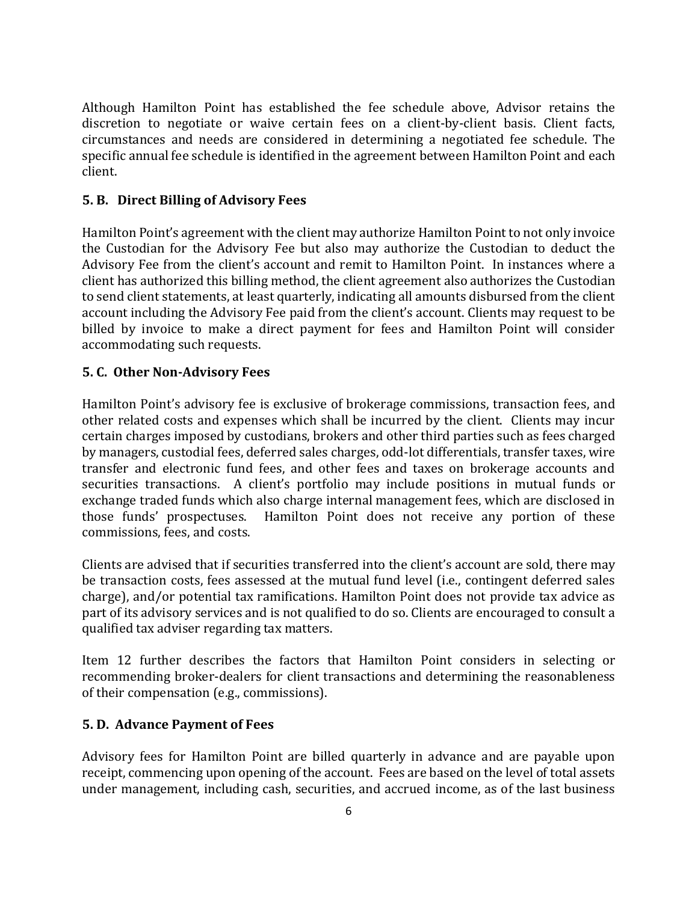Although Hamilton Point has established the fee schedule above, Advisor retains the discretion to negotiate or waive certain fees on a client-by-client basis. Client facts, circumstances and needs are considered in determining a negotiated fee schedule. The specific annual fee schedule is identified in the agreement between Hamilton Point and each client.

### 5. B. Direct Billing of Advisory Fees

Hamilton Point's agreement with the client may authorize Hamilton Point to not only invoice the Custodian for the Advisory Fee but also may authorize the Custodian to deduct the Advisory Fee from the client's account and remit to Hamilton Point. In instances where a client has authorized this billing method, the client agreement also authorizes the Custodian to send client statements, at least quarterly, indicating all amounts disbursed from the client account including the Advisory Fee paid from the client's account. Clients may request to be billed by invoice to make a direct payment for fees and Hamilton Point will consider accommodating such requests.

### 5. C. Other Non-Advisory Fees

Hamilton Point's advisory fee is exclusive of brokerage commissions, transaction fees, and other related costs and expenses which shall be incurred by the client. Clients may incur certain charges imposed by custodians, brokers and other third parties such as fees charged by managers, custodial fees, deferred sales charges, odd-lot differentials, transfer taxes, wire transfer and electronic fund fees, and other fees and taxes on brokerage accounts and securities transactions. A client's portfolio may include positions in mutual funds or exchange traded funds which also charge internal management fees, which are disclosed in those funds' prospectuses. Hamilton Point does not receive any portion of these commissions, fees, and costs.

Clients are advised that if securities transferred into the client's account are sold, there may be transaction costs, fees assessed at the mutual fund level (i.e., contingent deferred sales charge), and/or potential tax ramifications. Hamilton Point does not provide tax advice as part of its advisory services and is not qualified to do so. Clients are encouraged to consult a qualified tax adviser regarding tax matters.

Item 12 further describes the factors that Hamilton Point considers in selecting or recommending broker-dealers for client transactions and determining the reasonableness of their compensation (e.g., commissions).

### 5. D. Advance Payment of Fees

Advisory fees for Hamilton Point are billed quarterly in advance and are payable upon receipt, commencing upon opening of the account. Fees are based on the level of total assets under management, including cash, securities, and accrued income, as of the last business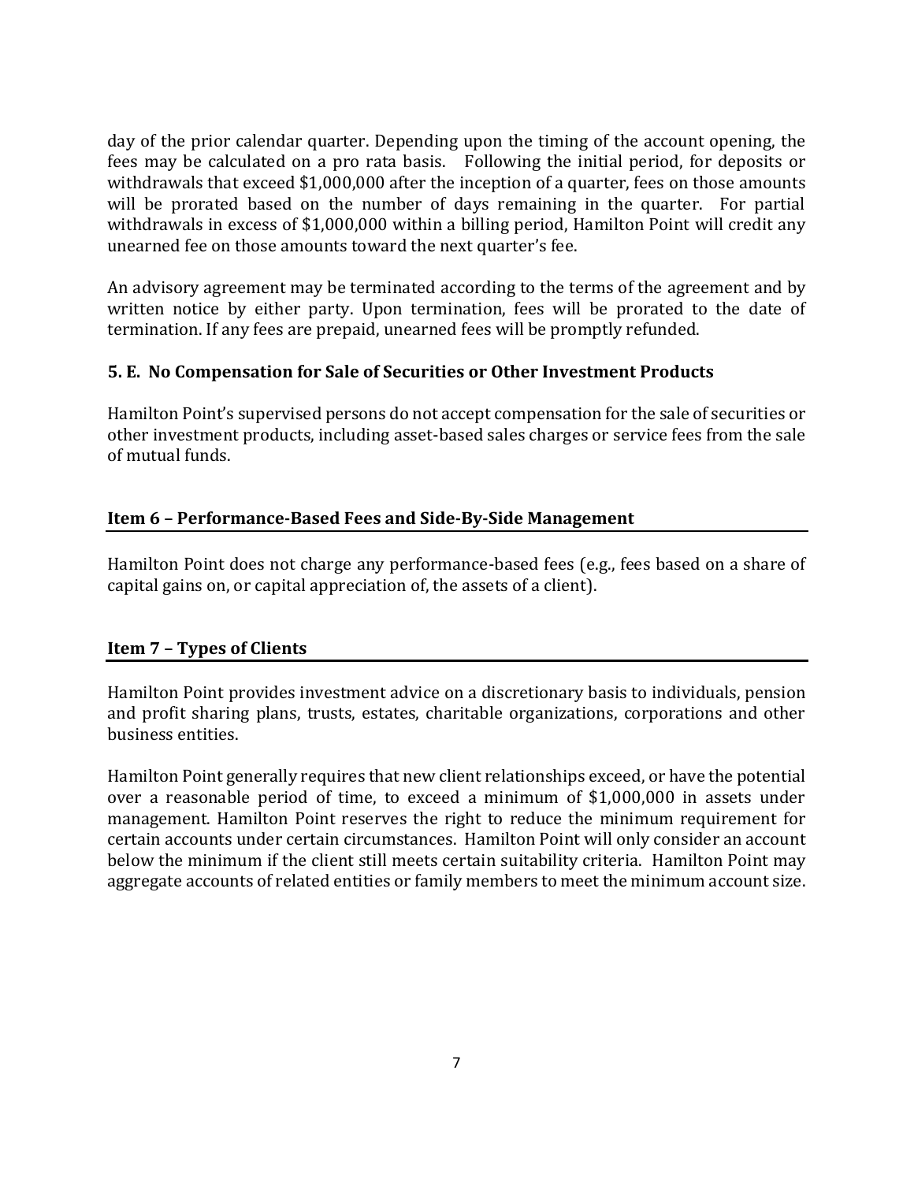day of the prior calendar quarter. Depending upon the timing of the account opening, the fees may be calculated on a pro rata basis. Following the initial period, for deposits or withdrawals that exceed $1,000,000 after the inception of a quarter, fees on those amounts will be prorated based on the number of days remaining in the quarter. For partial withdrawals in excess of $1,000,000 within a billing period, Hamilton Point will credit any unearned fee on those amounts toward the next quarter's fee.

An advisory agreement may be terminated according to the terms of the agreement and by written notice by either party. Upon termination, fees will be prorated to the date of termination. If any fees are prepaid, unearned fees will be promptly refunded.

### 5. E. No Compensation for Sale of Securities or Other Investment Products

Hamilton Point's supervised persons do not accept compensation for the sale of securities or other investment products, including asset-based sales charges or service fees from the sale of mutual funds.

## Item 6 – Performance-Based Fees and Side-By-Side Management

Hamilton Point does not charge any performance-based fees (e.g., fees based on a share of capital gains on, or capital appreciation of, the assets of a client).

## Item 7 – Types of Clients

Hamilton Point provides investment advice on a discretionary basis to individuals, pension and profit sharing plans, trusts, estates, charitable organizations, corporations and other business entities.

Hamilton Point generally requires that new client relationships exceed, or have the potential over a reasonable period of time, to exceed a minimum of $1,000,000 in assets under management. Hamilton Point reserves the right to reduce the minimum requirement for certain accounts under certain circumstances. Hamilton Point will only consider an account below the minimum if the client still meets certain suitability criteria. Hamilton Point may aggregate accounts of related entities or family members to meet the minimum account size.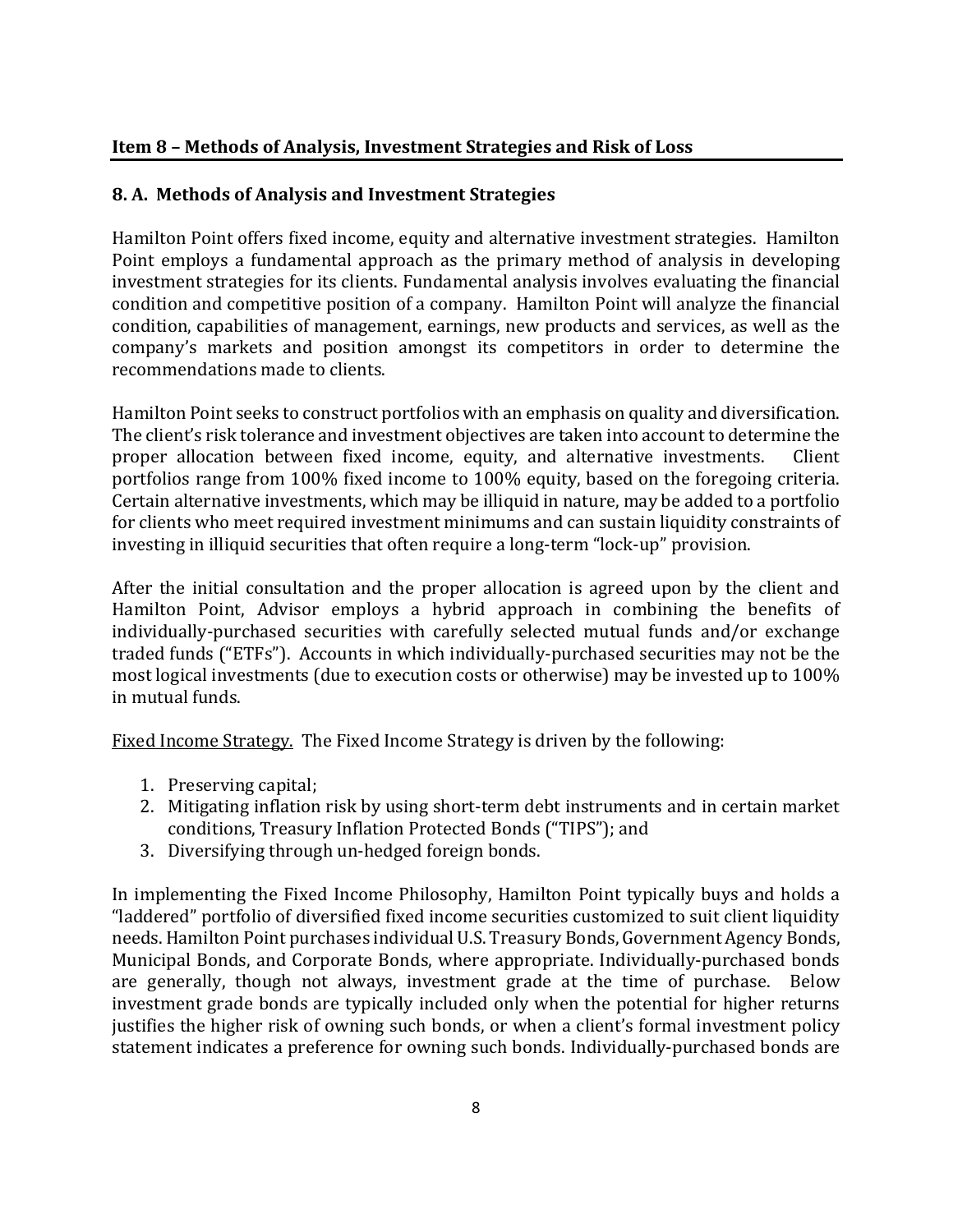## Item 8 – Methods of Analysis, Investment Strategies and Risk of Loss

### 8. A. Methods of Analysis and Investment Strategies

Hamilton Point offers fixed income, equity and alternative investment strategies. Hamilton Point employs a fundamental approach as the primary method of analysis in developing investment strategies for its clients. Fundamental analysis involves evaluating the financial condition and competitive position of a company. Hamilton Point will analyze the financial condition, capabilities of management, earnings, new products and services, as well as the company's markets and position amongst its competitors in order to determine the recommendations made to clients.

Hamilton Point seeks to construct portfolios with an emphasis on quality and diversification. The client's risk tolerance and investment objectives are taken into account to determine the proper allocation between fixed income, equity, and alternative investments. Client portfolios range from 100% fixed income to 100% equity, based on the foregoing criteria. Certain alternative investments, which may be illiquid in nature, may be added to a portfolio for clients who meet required investment minimums and can sustain liquidity constraints of investing in illiquid securities that often require a long-term "lock-up" provision.

After the initial consultation and the proper allocation is agreed upon by the client and Hamilton Point, Advisor employs a hybrid approach in combining the benefits of individually-purchased securities with carefully selected mutual funds and/or exchange traded funds ("ETFs"). Accounts in which individually-purchased securities may not be the most logical investments (due to execution costs or otherwise) may be invested up to 100% in mutual funds.

Fixed Income Strategy. The Fixed Income Strategy is driven by the following:

1. Preserving capital;
2. Mitigating inflation risk by using short-term debt instruments and in certain market conditions, Treasury Inflation Protected Bonds ("TIPS"); and
3. Diversifying through un-hedged foreign bonds.

In implementing the Fixed Income Philosophy, Hamilton Point typically buys and holds a "laddered" portfolio of diversified fixed income securities customized to suit client liquidity needs. Hamilton Point purchases individual U.S. Treasury Bonds, Government Agency Bonds, Municipal Bonds, and Corporate Bonds, where appropriate. Individually-purchased bonds are generally, though not always, investment grade at the time of purchase. Below investment grade bonds are typically included only when the potential for higher returns justifies the higher risk of owning such bonds, or when a client's formal investment policy statement indicates a preference for owning such bonds. Individually-purchased bonds are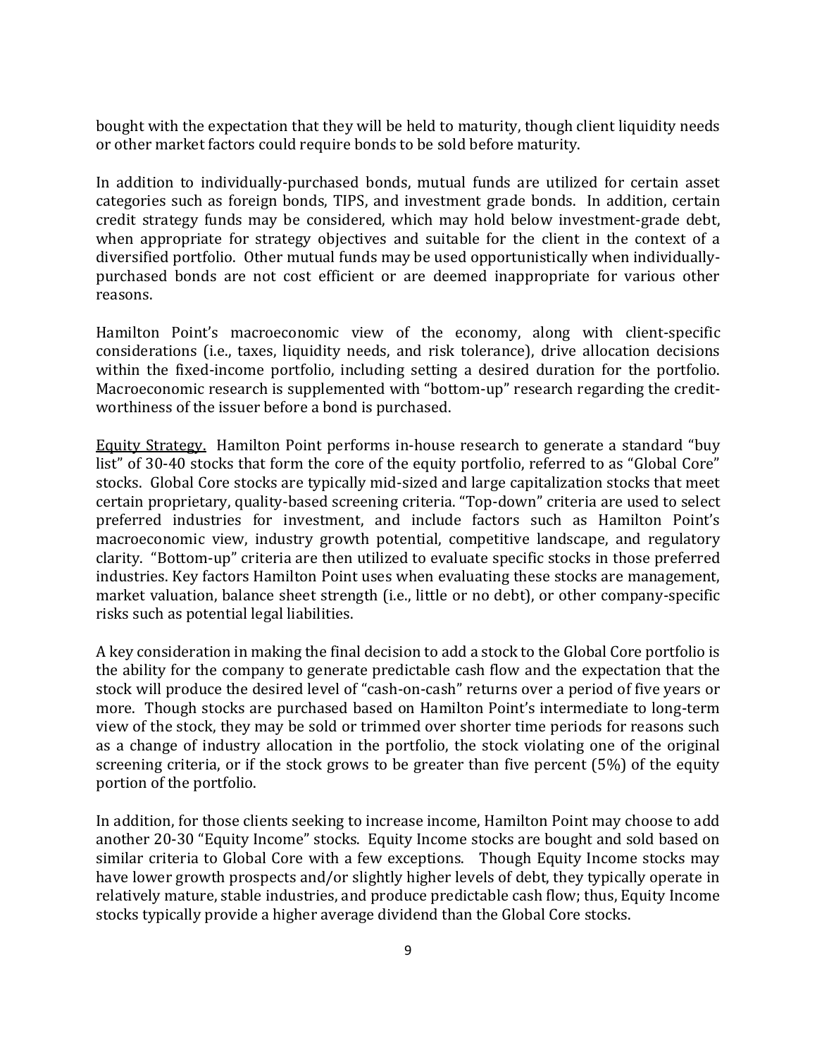bought with the expectation that they will be held to maturity, though client liquidity needs or other market factors could require bonds to be sold before maturity.

In addition to individually-purchased bonds, mutual funds are utilized for certain asset categories such as foreign bonds, TIPS, and investment grade bonds. In addition, certain credit strategy funds may be considered, which may hold below investment-grade debt, when appropriate for strategy objectives and suitable for the client in the context of a diversified portfolio. Other mutual funds may be used opportunistically when individually-purchased bonds are not cost efficient or are deemed inappropriate for various other reasons.

Hamilton Point's macroeconomic view of the economy, along with client-specific considerations (i.e., taxes, liquidity needs, and risk tolerance), drive allocation decisions within the fixed-income portfolio, including setting a desired duration for the portfolio. Macroeconomic research is supplemented with "bottom-up" research regarding the credit-worthiness of the issuer before a bond is purchased.

Equity Strategy. Hamilton Point performs in-house research to generate a standard "buy list" of 30-40 stocks that form the core of the equity portfolio, referred to as "Global Core" stocks. Global Core stocks are typically mid-sized and large capitalization stocks that meet certain proprietary, quality-based screening criteria. "Top-down" criteria are used to select preferred industries for investment, and include factors such as Hamilton Point's macroeconomic view, industry growth potential, competitive landscape, and regulatory clarity. "Bottom-up" criteria are then utilized to evaluate specific stocks in those preferred industries. Key factors Hamilton Point uses when evaluating these stocks are management, market valuation, balance sheet strength (i.e., little or no debt), or other company-specific risks such as potential legal liabilities.

A key consideration in making the final decision to add a stock to the Global Core portfolio is the ability for the company to generate predictable cash flow and the expectation that the stock will produce the desired level of "cash-on-cash" returns over a period of five years or more. Though stocks are purchased based on Hamilton Point's intermediate to long-term view of the stock, they may be sold or trimmed over shorter time periods for reasons such as a change of industry allocation in the portfolio, the stock violating one of the original screening criteria, or if the stock grows to be greater than five percent (5%) of the equity portion of the portfolio.

In addition, for those clients seeking to increase income, Hamilton Point may choose to add another 20-30 "Equity Income" stocks. Equity Income stocks are bought and sold based on similar criteria to Global Core with a few exceptions. Though Equity Income stocks may have lower growth prospects and/or slightly higher levels of debt, they typically operate in relatively mature, stable industries, and produce predictable cash flow; thus, Equity Income stocks typically provide a higher average dividend than the Global Core stocks.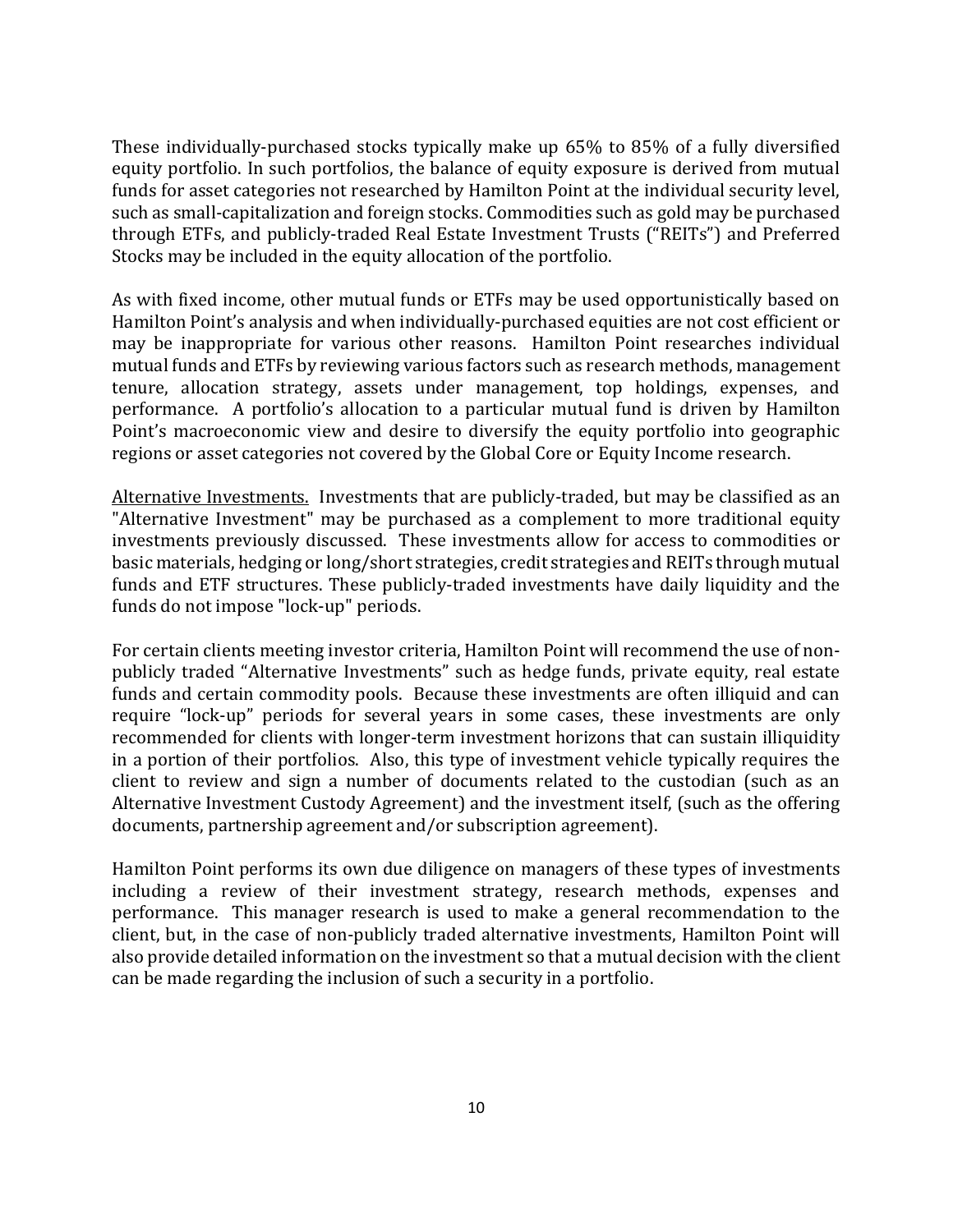These individually-purchased stocks typically make up 65% to 85% of a fully diversified equity portfolio. In such portfolios, the balance of equity exposure is derived from mutual funds for asset categories not researched by Hamilton Point at the individual security level, such as small-capitalization and foreign stocks. Commodities such as gold may be purchased through ETFs, and publicly-traded Real Estate Investment Trusts ("REITs") and Preferred Stocks may be included in the equity allocation of the portfolio.

As with fixed income, other mutual funds or ETFs may be used opportunistically based on Hamilton Point's analysis and when individually-purchased equities are not cost efficient or may be inappropriate for various other reasons. Hamilton Point researches individual mutual funds and ETFs by reviewing various factors such as research methods, management tenure, allocation strategy, assets under management, top holdings, expenses, and performance. A portfolio's allocation to a particular mutual fund is driven by Hamilton Point's macroeconomic view and desire to diversify the equity portfolio into geographic regions or asset categories not covered by the Global Core or Equity Income research.

<u>Alternative Investments.</u> Investments that are publicly-traded, but may be classified as an "Alternative Investment" may be purchased as a complement to more traditional equity investments previously discussed. These investments allow for access to commodities or basic materials, hedging or long/short strategies, credit strategies and REITs through mutual funds and ETF structures. These publicly-traded investments have daily liquidity and the funds do not impose "lock-up" periods.

For certain clients meeting investor criteria, Hamilton Point will recommend the use of non-publicly traded "Alternative Investments" such as hedge funds, private equity, real estate funds and certain commodity pools. Because these investments are often illiquid and can require "lock-up" periods for several years in some cases, these investments are only recommended for clients with longer-term investment horizons that can sustain illiquidity in a portion of their portfolios. Also, this type of investment vehicle typically requires the client to review and sign a number of documents related to the custodian (such as an Alternative Investment Custody Agreement) and the investment itself, (such as the offering documents, partnership agreement and/or subscription agreement).

Hamilton Point performs its own due diligence on managers of these types of investments including a review of their investment strategy, research methods, expenses and performance. This manager research is used to make a general recommendation to the client, but, in the case of non-publicly traded alternative investments, Hamilton Point will also provide detailed information on the investment so that a mutual decision with the client can be made regarding the inclusion of such a security in a portfolio.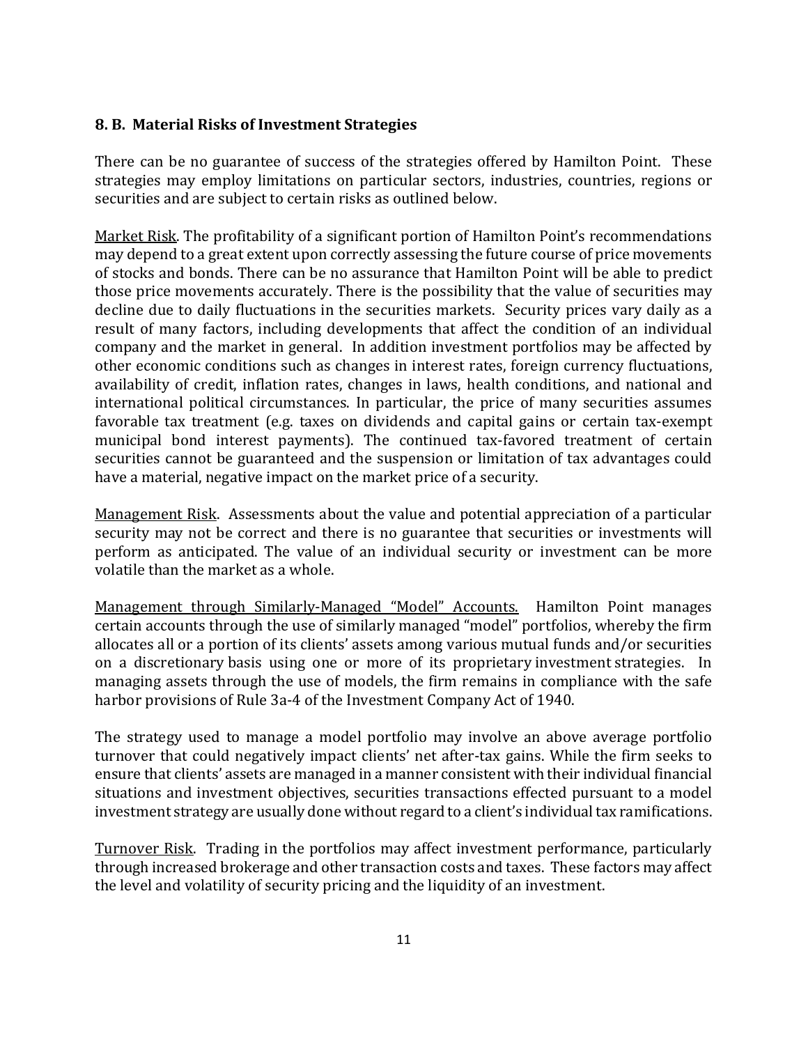### 8. B. Material Risks of Investment Strategies

There can be no guarantee of success of the strategies offered by Hamilton Point. These strategies may employ limitations on particular sectors, industries, countries, regions or securities and are subject to certain risks as outlined below.

Market Risk. The profitability of a significant portion of Hamilton Point's recommendations may depend to a great extent upon correctly assessing the future course of price movements of stocks and bonds. There can be no assurance that Hamilton Point will be able to predict those price movements accurately. There is the possibility that the value of securities may decline due to daily fluctuations in the securities markets. Security prices vary daily as a result of many factors, including developments that affect the condition of an individual company and the market in general. In addition investment portfolios may be affected by other economic conditions such as changes in interest rates, foreign currency fluctuations, availability of credit, inflation rates, changes in laws, health conditions, and national and international political circumstances. In particular, the price of many securities assumes favorable tax treatment (e.g. taxes on dividends and capital gains or certain tax-exempt municipal bond interest payments). The continued tax-favored treatment of certain securities cannot be guaranteed and the suspension or limitation of tax advantages could have a material, negative impact on the market price of a security.

Management Risk. Assessments about the value and potential appreciation of a particular security may not be correct and there is no guarantee that securities or investments will perform as anticipated. The value of an individual security or investment can be more volatile than the market as a whole.

Management through Similarly-Managed "Model" Accounts. Hamilton Point manages certain accounts through the use of similarly managed "model" portfolios, whereby the firm allocates all or a portion of its clients' assets among various mutual funds and/or securities on a discretionary basis using one or more of its proprietary investment strategies. In managing assets through the use of models, the firm remains in compliance with the safe harbor provisions of Rule 3a-4 of the Investment Company Act of 1940.

The strategy used to manage a model portfolio may involve an above average portfolio turnover that could negatively impact clients' net after-tax gains. While the firm seeks to ensure that clients' assets are managed in a manner consistent with their individual financial situations and investment objectives, securities transactions effected pursuant to a model investment strategy are usually done without regard to a client's individual tax ramifications.

Turnover Risk. Trading in the portfolios may affect investment performance, particularly through increased brokerage and other transaction costs and taxes. These factors may affect the level and volatility of security pricing and the liquidity of an investment.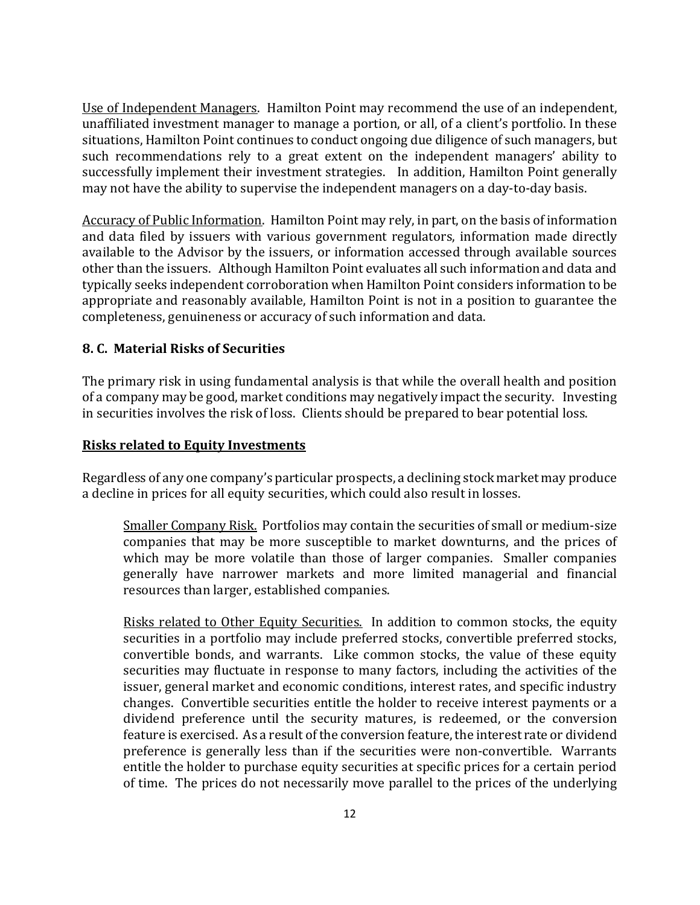Use of Independent Managers. Hamilton Point may recommend the use of an independent, unaffiliated investment manager to manage a portion, or all, of a client's portfolio. In these situations, Hamilton Point continues to conduct ongoing due diligence of such managers, but such recommendations rely to a great extent on the independent managers' ability to successfully implement their investment strategies. In addition, Hamilton Point generally may not have the ability to supervise the independent managers on a day-to-day basis.

Accuracy of Public Information. Hamilton Point may rely, in part, on the basis of information and data filed by issuers with various government regulators, information made directly available to the Advisor by the issuers, or information accessed through available sources other than the issuers. Although Hamilton Point evaluates all such information and data and typically seeks independent corroboration when Hamilton Point considers information to be appropriate and reasonably available, Hamilton Point is not in a position to guarantee the completeness, genuineness or accuracy of such information and data.

### 8. C. Material Risks of Securities

The primary risk in using fundamental analysis is that while the overall health and position of a company may be good, market conditions may negatively impact the security. Investing in securities involves the risk of loss. Clients should be prepared to bear potential loss.

**Risks related to Equity Investments**

Regardless of any one company's particular prospects, a declining stock market may produce a decline in prices for all equity securities, which could also result in losses.

> Smaller Company Risk. Portfolios may contain the securities of small or medium-size companies that may be more susceptible to market downturns, and the prices of which may be more volatile than those of larger companies. Smaller companies generally have narrower markets and more limited managerial and financial resources than larger, established companies.
>
> Risks related to Other Equity Securities. In addition to common stocks, the equity securities in a portfolio may include preferred stocks, convertible preferred stocks, convertible bonds, and warrants. Like common stocks, the value of these equity securities may fluctuate in response to many factors, including the activities of the issuer, general market and economic conditions, interest rates, and specific industry changes. Convertible securities entitle the holder to receive interest payments or a dividend preference until the security matures, is redeemed, or the conversion feature is exercised. As a result of the conversion feature, the interest rate or dividend preference is generally less than if the securities were non-convertible. Warrants entitle the holder to purchase equity securities at specific prices for a certain period of time. The prices do not necessarily move parallel to the prices of the underlying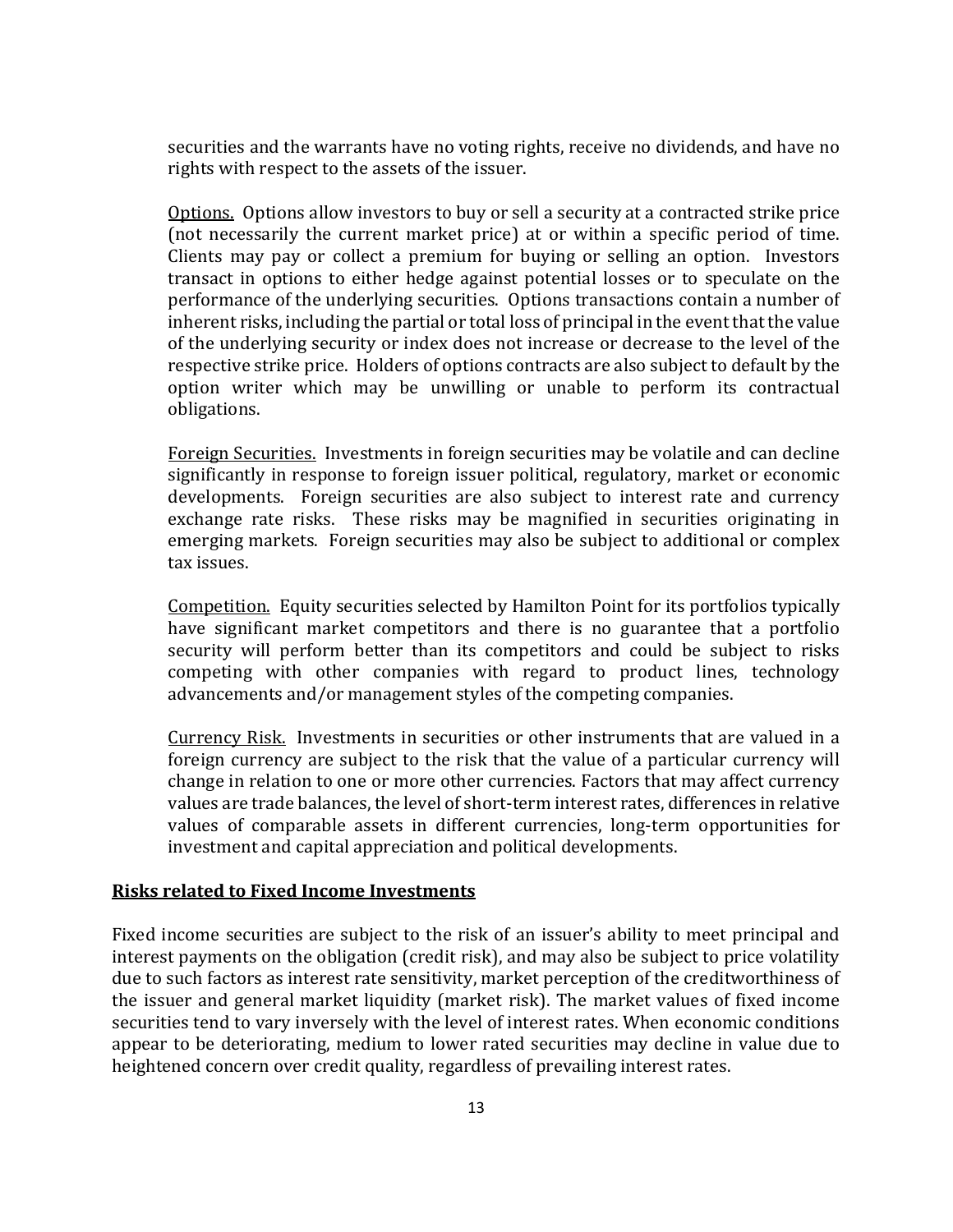securities and the warrants have no voting rights, receive no dividends, and have no rights with respect to the assets of the issuer.

Options. Options allow investors to buy or sell a security at a contracted strike price (not necessarily the current market price) at or within a specific period of time. Clients may pay or collect a premium for buying or selling an option. Investors transact in options to either hedge against potential losses or to speculate on the performance of the underlying securities. Options transactions contain a number of inherent risks, including the partial or total loss of principal in the event that the value of the underlying security or index does not increase or decrease to the level of the respective strike price. Holders of options contracts are also subject to default by the option writer which may be unwilling or unable to perform its contractual obligations.

Foreign Securities. Investments in foreign securities may be volatile and can decline significantly in response to foreign issuer political, regulatory, market or economic developments. Foreign securities are also subject to interest rate and currency exchange rate risks. These risks may be magnified in securities originating in emerging markets. Foreign securities may also be subject to additional or complex tax issues.

Competition. Equity securities selected by Hamilton Point for its portfolios typically have significant market competitors and there is no guarantee that a portfolio security will perform better than its competitors and could be subject to risks competing with other companies with regard to product lines, technology advancements and/or management styles of the competing companies.

Currency Risk. Investments in securities or other instruments that are valued in a foreign currency are subject to the risk that the value of a particular currency will change in relation to one or more other currencies. Factors that may affect currency values are trade balances, the level of short-term interest rates, differences in relative values of comparable assets in different currencies, long-term opportunities for investment and capital appreciation and political developments.

**Risks related to Fixed Income Investments**

Fixed income securities are subject to the risk of an issuer's ability to meet principal and interest payments on the obligation (credit risk), and may also be subject to price volatility due to such factors as interest rate sensitivity, market perception of the creditworthiness of the issuer and general market liquidity (market risk). The market values of fixed income securities tend to vary inversely with the level of interest rates. When economic conditions appear to be deteriorating, medium to lower rated securities may decline in value due to heightened concern over credit quality, regardless of prevailing interest rates.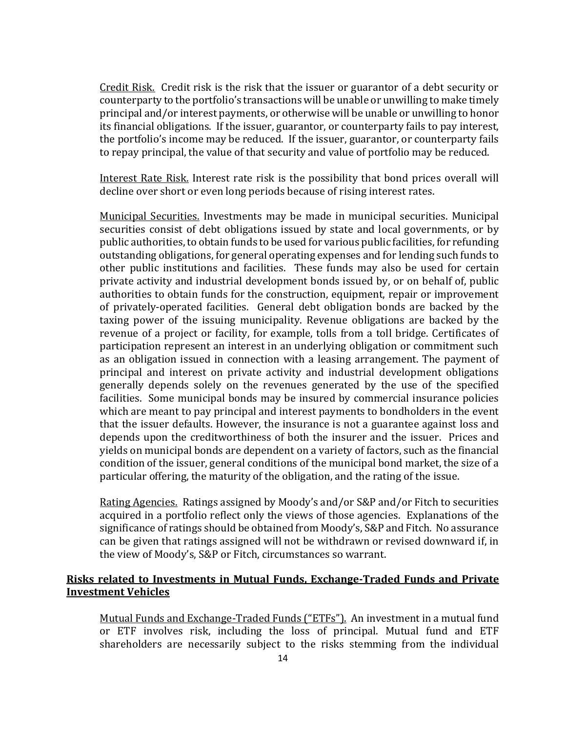<u>Credit Risk.</u> Credit risk is the risk that the issuer or guarantor of a debt security or counterparty to the portfolio's transactions will be unable or unwilling to make timely principal and/or interest payments, or otherwise will be unable or unwilling to honor its financial obligations. If the issuer, guarantor, or counterparty fails to pay interest, the portfolio's income may be reduced. If the issuer, guarantor, or counterparty fails to repay principal, the value of that security and value of portfolio may be reduced.

<u>Interest Rate Risk.</u> Interest rate risk is the possibility that bond prices overall will decline over short or even long periods because of rising interest rates.

<u>Municipal Securities.</u> Investments may be made in municipal securities. Municipal securities consist of debt obligations issued by state and local governments, or by public authorities, to obtain funds to be used for various public facilities, for refunding outstanding obligations, for general operating expenses and for lending such funds to other public institutions and facilities. These funds may also be used for certain private activity and industrial development bonds issued by, or on behalf of, public authorities to obtain funds for the construction, equipment, repair or improvement of privately-operated facilities. General debt obligation bonds are backed by the taxing power of the issuing municipality. Revenue obligations are backed by the revenue of a project or facility, for example, tolls from a toll bridge. Certificates of participation represent an interest in an underlying obligation or commitment such as an obligation issued in connection with a leasing arrangement. The payment of principal and interest on private activity and industrial development obligations generally depends solely on the revenues generated by the use of the specified facilities. Some municipal bonds may be insured by commercial insurance policies which are meant to pay principal and interest payments to bondholders in the event that the issuer defaults. However, the insurance is not a guarantee against loss and depends upon the creditworthiness of both the insurer and the issuer. Prices and yields on municipal bonds are dependent on a variety of factors, such as the financial condition of the issuer, general conditions of the municipal bond market, the size of a particular offering, the maturity of the obligation, and the rating of the issue.

<u>Rating Agencies.</u> Ratings assigned by Moody's and/or S&P and/or Fitch to securities acquired in a portfolio reflect only the views of those agencies. Explanations of the significance of ratings should be obtained from Moody's, S&P and Fitch. No assurance can be given that ratings assigned will not be withdrawn or revised downward if, in the view of Moody's, S&P or Fitch, circumstances so warrant.

**<u>Risks related to Investments in Mutual Funds, Exchange-Traded Funds and Private Investment Vehicles</u>**

<u>Mutual Funds and Exchange-Traded Funds ("ETFs").</u> An investment in a mutual fund or ETF involves risk, including the loss of principal. Mutual fund and ETF shareholders are necessarily subject to the risks stemming from the individual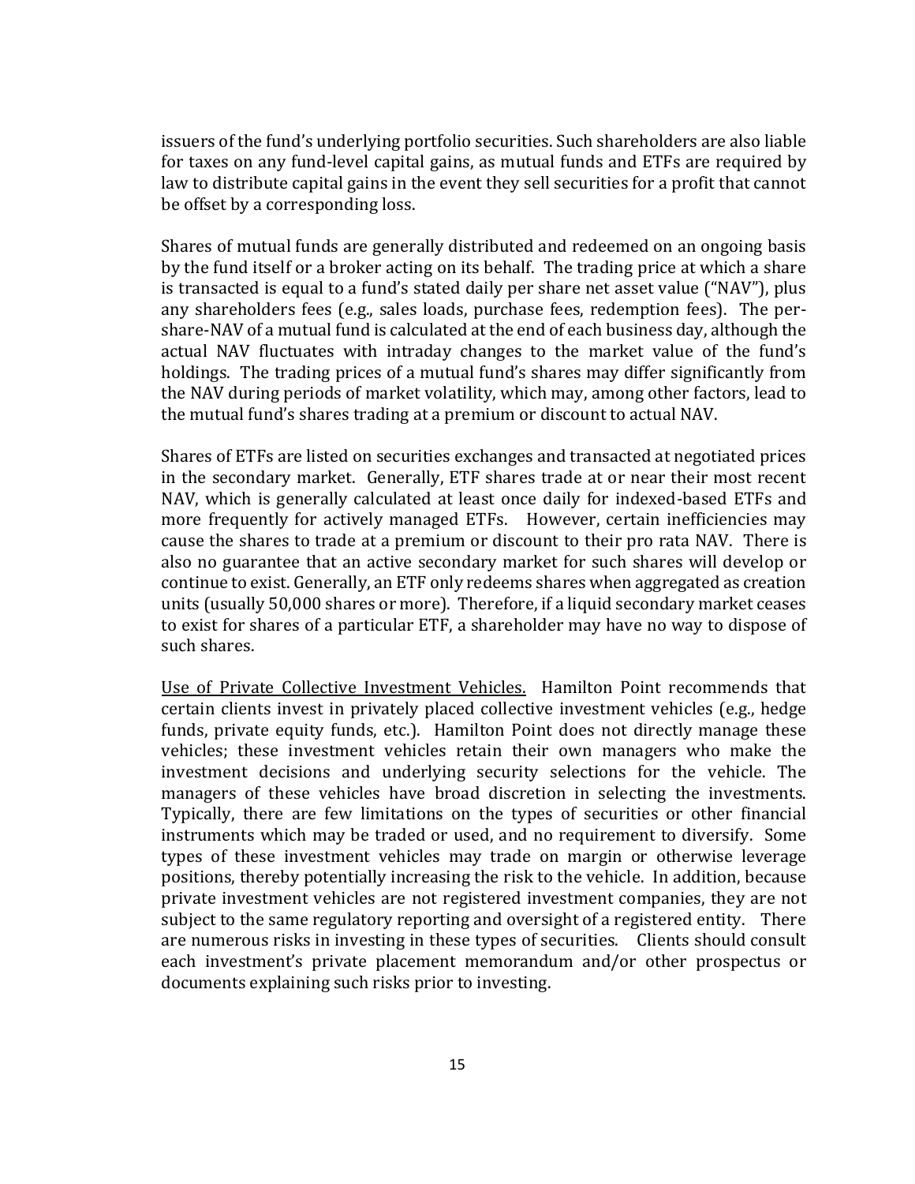issuers of the fund's underlying portfolio securities. Such shareholders are also liable for taxes on any fund-level capital gains, as mutual funds and ETFs are required by law to distribute capital gains in the event they sell securities for a profit that cannot be offset by a corresponding loss.

Shares of mutual funds are generally distributed and redeemed on an ongoing basis by the fund itself or a broker acting on its behalf. The trading price at which a share is transacted is equal to a fund's stated daily per share net asset value ("NAV"), plus any shareholders fees (e.g., sales loads, purchase fees, redemption fees). The per-share-NAV of a mutual fund is calculated at the end of each business day, although the actual NAV fluctuates with intraday changes to the market value of the fund's holdings. The trading prices of a mutual fund's shares may differ significantly from the NAV during periods of market volatility, which may, among other factors, lead to the mutual fund's shares trading at a premium or discount to actual NAV.

Shares of ETFs are listed on securities exchanges and transacted at negotiated prices in the secondary market. Generally, ETF shares trade at or near their most recent NAV, which is generally calculated at least once daily for indexed-based ETFs and more frequently for actively managed ETFs. However, certain inefficiencies may cause the shares to trade at a premium or discount to their pro rata NAV. There is also no guarantee that an active secondary market for such shares will develop or continue to exist. Generally, an ETF only redeems shares when aggregated as creation units (usually 50,000 shares or more). Therefore, if a liquid secondary market ceases to exist for shares of a particular ETF, a shareholder may have no way to dispose of such shares.

Use of Private Collective Investment Vehicles. Hamilton Point recommends that certain clients invest in privately placed collective investment vehicles (e.g., hedge funds, private equity funds, etc.). Hamilton Point does not directly manage these vehicles; these investment vehicles retain their own managers who make the investment decisions and underlying security selections for the vehicle. The managers of these vehicles have broad discretion in selecting the investments. Typically, there are few limitations on the types of securities or other financial instruments which may be traded or used, and no requirement to diversify. Some types of these investment vehicles may trade on margin or otherwise leverage positions, thereby potentially increasing the risk to the vehicle. In addition, because private investment vehicles are not registered investment companies, they are not subject to the same regulatory reporting and oversight of a registered entity. There are numerous risks in investing in these types of securities. Clients should consult each investment's private placement memorandum and/or other prospectus or documents explaining such risks prior to investing.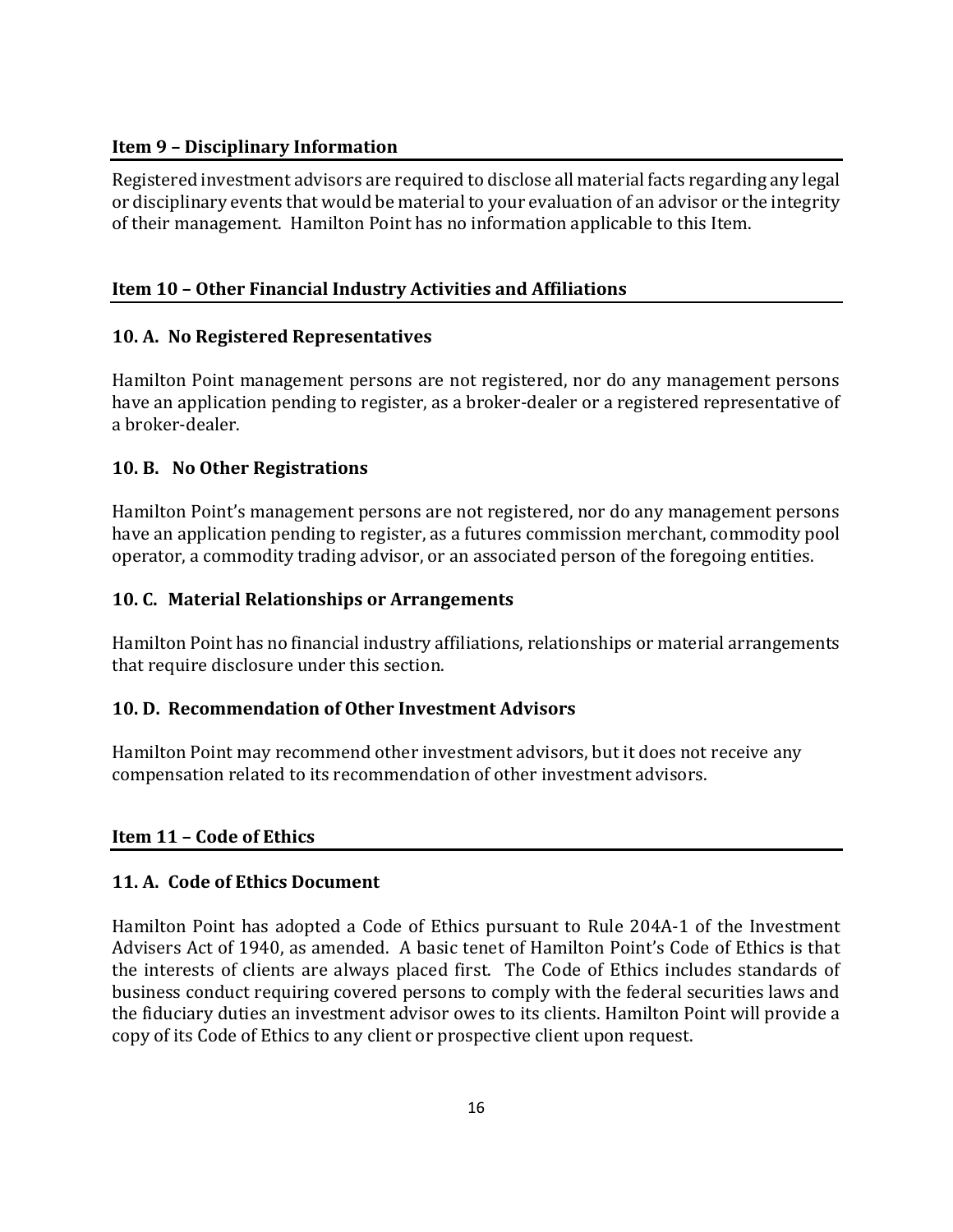## Item 9 – Disciplinary Information

Registered investment advisors are required to disclose all material facts regarding any legal or disciplinary events that would be material to your evaluation of an advisor or the integrity of their management. Hamilton Point has no information applicable to this Item.

## Item 10 – Other Financial Industry Activities and Affiliations

### 10. A. No Registered Representatives

Hamilton Point management persons are not registered, nor do any management persons have an application pending to register, as a broker-dealer or a registered representative of a broker-dealer.

### 10. B. No Other Registrations

Hamilton Point's management persons are not registered, nor do any management persons have an application pending to register, as a futures commission merchant, commodity pool operator, a commodity trading advisor, or an associated person of the foregoing entities.

### 10. C. Material Relationships or Arrangements

Hamilton Point has no financial industry affiliations, relationships or material arrangements that require disclosure under this section.

### 10. D. Recommendation of Other Investment Advisors

Hamilton Point may recommend other investment advisors, but it does not receive any compensation related to its recommendation of other investment advisors.

## Item 11 – Code of Ethics

### 11. A. Code of Ethics Document

Hamilton Point has adopted a Code of Ethics pursuant to Rule 204A-1 of the Investment Advisers Act of 1940, as amended. A basic tenet of Hamilton Point's Code of Ethics is that the interests of clients are always placed first. The Code of Ethics includes standards of business conduct requiring covered persons to comply with the federal securities laws and the fiduciary duties an investment advisor owes to its clients. Hamilton Point will provide a copy of its Code of Ethics to any client or prospective client upon request.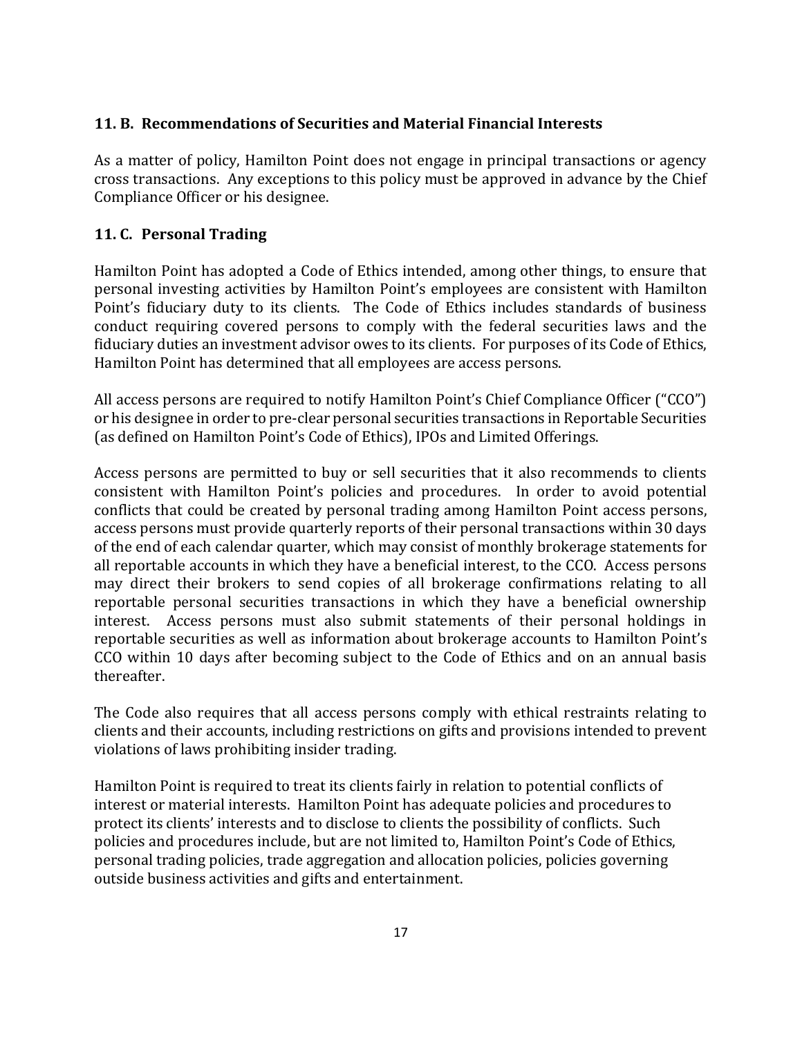## 11. B. Recommendations of Securities and Material Financial Interests

As a matter of policy, Hamilton Point does not engage in principal transactions or agency cross transactions. Any exceptions to this policy must be approved in advance by the Chief Compliance Officer or his designee.

## 11. C. Personal Trading

Hamilton Point has adopted a Code of Ethics intended, among other things, to ensure that personal investing activities by Hamilton Point's employees are consistent with Hamilton Point's fiduciary duty to its clients. The Code of Ethics includes standards of business conduct requiring covered persons to comply with the federal securities laws and the fiduciary duties an investment advisor owes to its clients. For purposes of its Code of Ethics, Hamilton Point has determined that all employees are access persons.

All access persons are required to notify Hamilton Point's Chief Compliance Officer ("CCO") or his designee in order to pre-clear personal securities transactions in Reportable Securities (as defined on Hamilton Point's Code of Ethics), IPOs and Limited Offerings.

Access persons are permitted to buy or sell securities that it also recommends to clients consistent with Hamilton Point's policies and procedures. In order to avoid potential conflicts that could be created by personal trading among Hamilton Point access persons, access persons must provide quarterly reports of their personal transactions within 30 days of the end of each calendar quarter, which may consist of monthly brokerage statements for all reportable accounts in which they have a beneficial interest, to the CCO. Access persons may direct their brokers to send copies of all brokerage confirmations relating to all reportable personal securities transactions in which they have a beneficial ownership interest. Access persons must also submit statements of their personal holdings in reportable securities as well as information about brokerage accounts to Hamilton Point's CCO within 10 days after becoming subject to the Code of Ethics and on an annual basis thereafter.

The Code also requires that all access persons comply with ethical restraints relating to clients and their accounts, including restrictions on gifts and provisions intended to prevent violations of laws prohibiting insider trading.

Hamilton Point is required to treat its clients fairly in relation to potential conflicts of interest or material interests. Hamilton Point has adequate policies and procedures to protect its clients' interests and to disclose to clients the possibility of conflicts. Such policies and procedures include, but are not limited to, Hamilton Point's Code of Ethics, personal trading policies, trade aggregation and allocation policies, policies governing outside business activities and gifts and entertainment.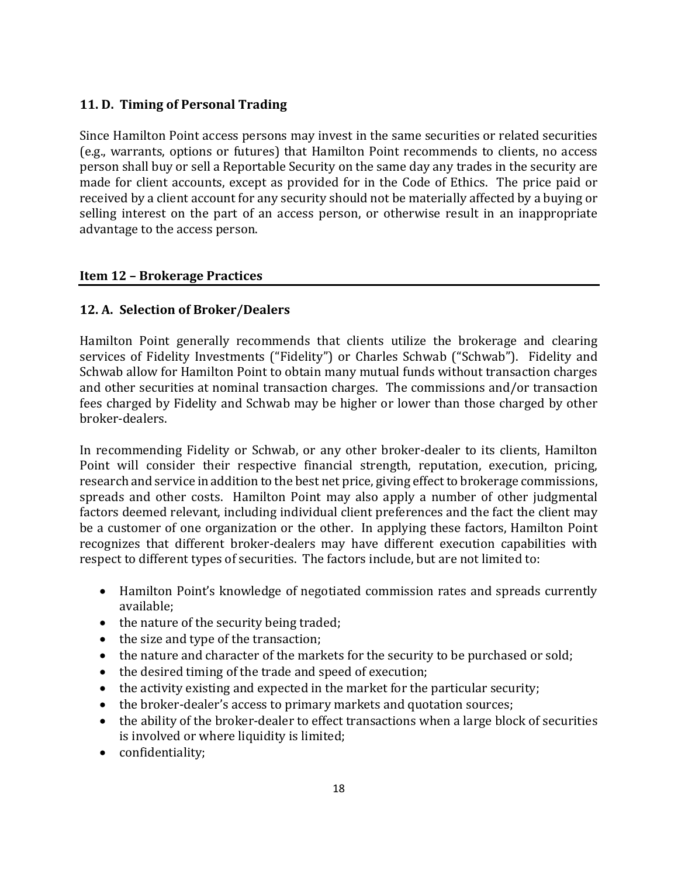### 11. D. Timing of Personal Trading

Since Hamilton Point access persons may invest in the same securities or related securities (e.g., warrants, options or futures) that Hamilton Point recommends to clients, no access person shall buy or sell a Reportable Security on the same day any trades in the security are made for client accounts, except as provided for in the Code of Ethics. The price paid or received by a client account for any security should not be materially affected by a buying or selling interest on the part of an access person, or otherwise result in an inappropriate advantage to the access person.

## Item 12 – Brokerage Practices

### 12. A. Selection of Broker/Dealers

Hamilton Point generally recommends that clients utilize the brokerage and clearing services of Fidelity Investments ("Fidelity") or Charles Schwab ("Schwab"). Fidelity and Schwab allow for Hamilton Point to obtain many mutual funds without transaction charges and other securities at nominal transaction charges. The commissions and/or transaction fees charged by Fidelity and Schwab may be higher or lower than those charged by other broker-dealers.

In recommending Fidelity or Schwab, or any other broker-dealer to its clients, Hamilton Point will consider their respective financial strength, reputation, execution, pricing, research and service in addition to the best net price, giving effect to brokerage commissions, spreads and other costs. Hamilton Point may also apply a number of other judgmental factors deemed relevant, including individual client preferences and the fact the client may be a customer of one organization or the other. In applying these factors, Hamilton Point recognizes that different broker-dealers may have different execution capabilities with respect to different types of securities. The factors include, but are not limited to:

- Hamilton Point's knowledge of negotiated commission rates and spreads currently available;
- the nature of the security being traded;
- the size and type of the transaction;
- the nature and character of the markets for the security to be purchased or sold;
- the desired timing of the trade and speed of execution;
- the activity existing and expected in the market for the particular security;
- the broker-dealer's access to primary markets and quotation sources;
- the ability of the broker-dealer to effect transactions when a large block of securities is involved or where liquidity is limited;
- confidentiality;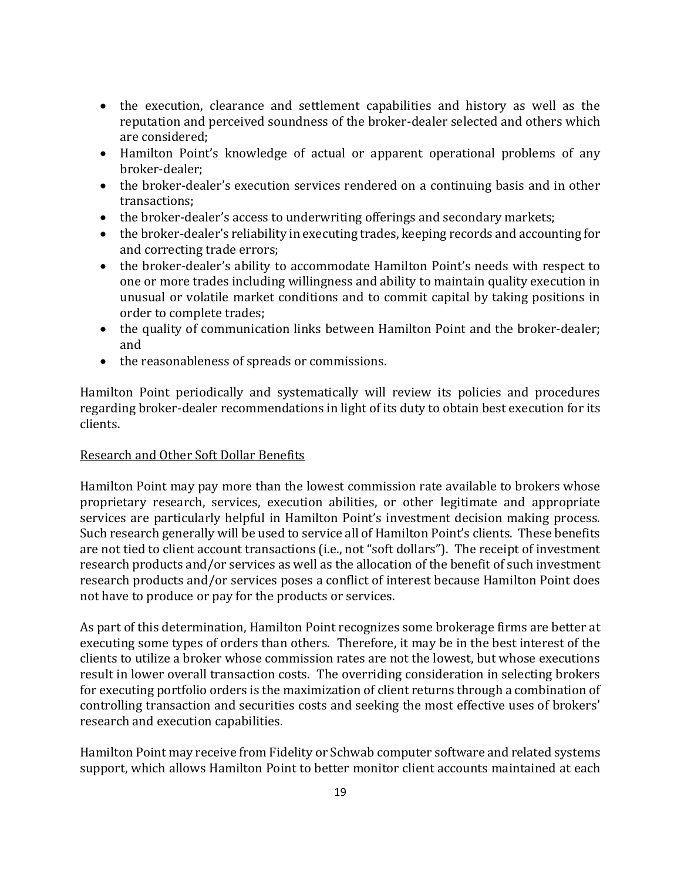- the execution, clearance and settlement capabilities and history as well as the reputation and perceived soundness of the broker-dealer selected and others which are considered;
- Hamilton Point's knowledge of actual or apparent operational problems of any broker-dealer;
- the broker-dealer's execution services rendered on a continuing basis and in other transactions;
- the broker-dealer's access to underwriting offerings and secondary markets;
- the broker-dealer's reliability in executing trades, keeping records and accounting for and correcting trade errors;
- the broker-dealer's ability to accommodate Hamilton Point's needs with respect to one or more trades including willingness and ability to maintain quality execution in unusual or volatile market conditions and to commit capital by taking positions in order to complete trades;
- the quality of communication links between Hamilton Point and the broker-dealer; and
- the reasonableness of spreads or commissions.

Hamilton Point periodically and systematically will review its policies and procedures regarding broker-dealer recommendations in light of its duty to obtain best execution for its clients.

Research and Other Soft Dollar Benefits

Hamilton Point may pay more than the lowest commission rate available to brokers whose proprietary research, services, execution abilities, or other legitimate and appropriate services are particularly helpful in Hamilton Point's investment decision making process. Such research generally will be used to service all of Hamilton Point's clients. These benefits are not tied to client account transactions (i.e., not "soft dollars"). The receipt of investment research products and/or services as well as the allocation of the benefit of such investment research products and/or services poses a conflict of interest because Hamilton Point does not have to produce or pay for the products or services.

As part of this determination, Hamilton Point recognizes some brokerage firms are better at executing some types of orders than others. Therefore, it may be in the best interest of the clients to utilize a broker whose commission rates are not the lowest, but whose executions result in lower overall transaction costs. The overriding consideration in selecting brokers for executing portfolio orders is the maximization of client returns through a combination of controlling transaction and securities costs and seeking the most effective uses of brokers' research and execution capabilities.

Hamilton Point may receive from Fidelity or Schwab computer software and related systems support, which allows Hamilton Point to better monitor client accounts maintained at each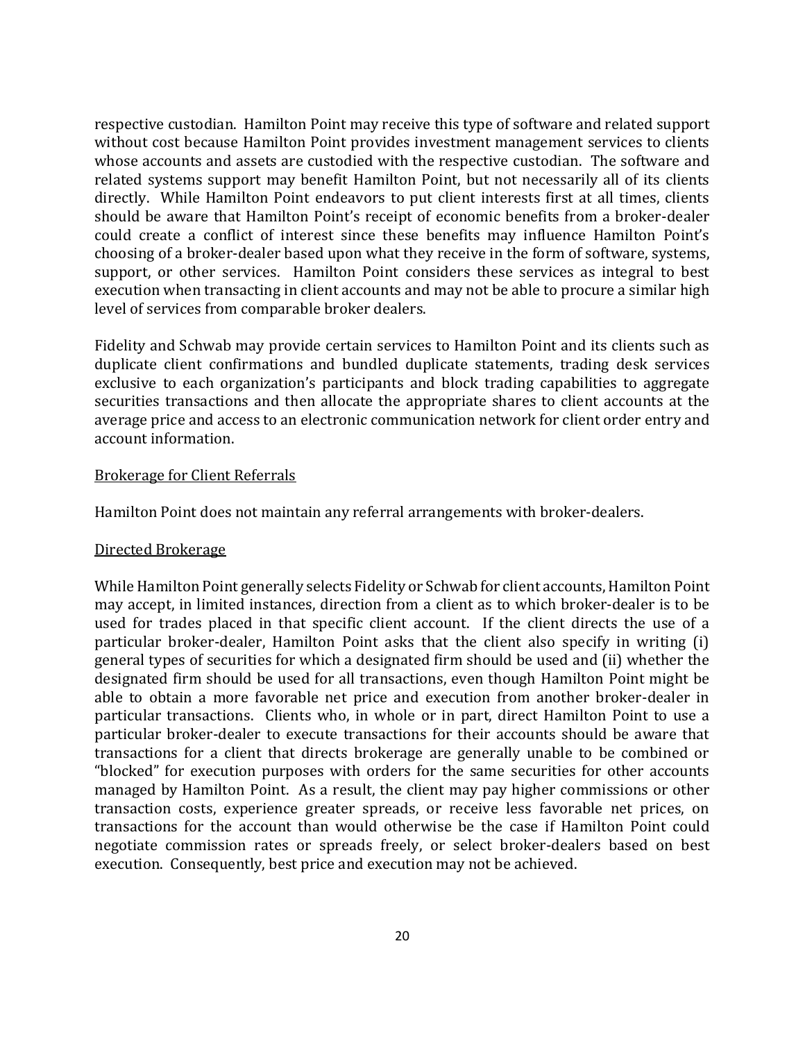respective custodian. Hamilton Point may receive this type of software and related support without cost because Hamilton Point provides investment management services to clients whose accounts and assets are custodied with the respective custodian. The software and related systems support may benefit Hamilton Point, but not necessarily all of its clients directly. While Hamilton Point endeavors to put client interests first at all times, clients should be aware that Hamilton Point's receipt of economic benefits from a broker-dealer could create a conflict of interest since these benefits may influence Hamilton Point's choosing of a broker-dealer based upon what they receive in the form of software, systems, support, or other services. Hamilton Point considers these services as integral to best execution when transacting in client accounts and may not be able to procure a similar high level of services from comparable broker dealers.

Fidelity and Schwab may provide certain services to Hamilton Point and its clients such as duplicate client confirmations and bundled duplicate statements, trading desk services exclusive to each organization's participants and block trading capabilities to aggregate securities transactions and then allocate the appropriate shares to client accounts at the average price and access to an electronic communication network for client order entry and account information.

Brokerage for Client Referrals

Hamilton Point does not maintain any referral arrangements with broker-dealers.

Directed Brokerage

While Hamilton Point generally selects Fidelity or Schwab for client accounts, Hamilton Point may accept, in limited instances, direction from a client as to which broker-dealer is to be used for trades placed in that specific client account. If the client directs the use of a particular broker-dealer, Hamilton Point asks that the client also specify in writing (i) general types of securities for which a designated firm should be used and (ii) whether the designated firm should be used for all transactions, even though Hamilton Point might be able to obtain a more favorable net price and execution from another broker-dealer in particular transactions. Clients who, in whole or in part, direct Hamilton Point to use a particular broker-dealer to execute transactions for their accounts should be aware that transactions for a client that directs brokerage are generally unable to be combined or "blocked" for execution purposes with orders for the same securities for other accounts managed by Hamilton Point. As a result, the client may pay higher commissions or other transaction costs, experience greater spreads, or receive less favorable net prices, on transactions for the account than would otherwise be the case if Hamilton Point could negotiate commission rates or spreads freely, or select broker-dealers based on best execution. Consequently, best price and execution may not be achieved.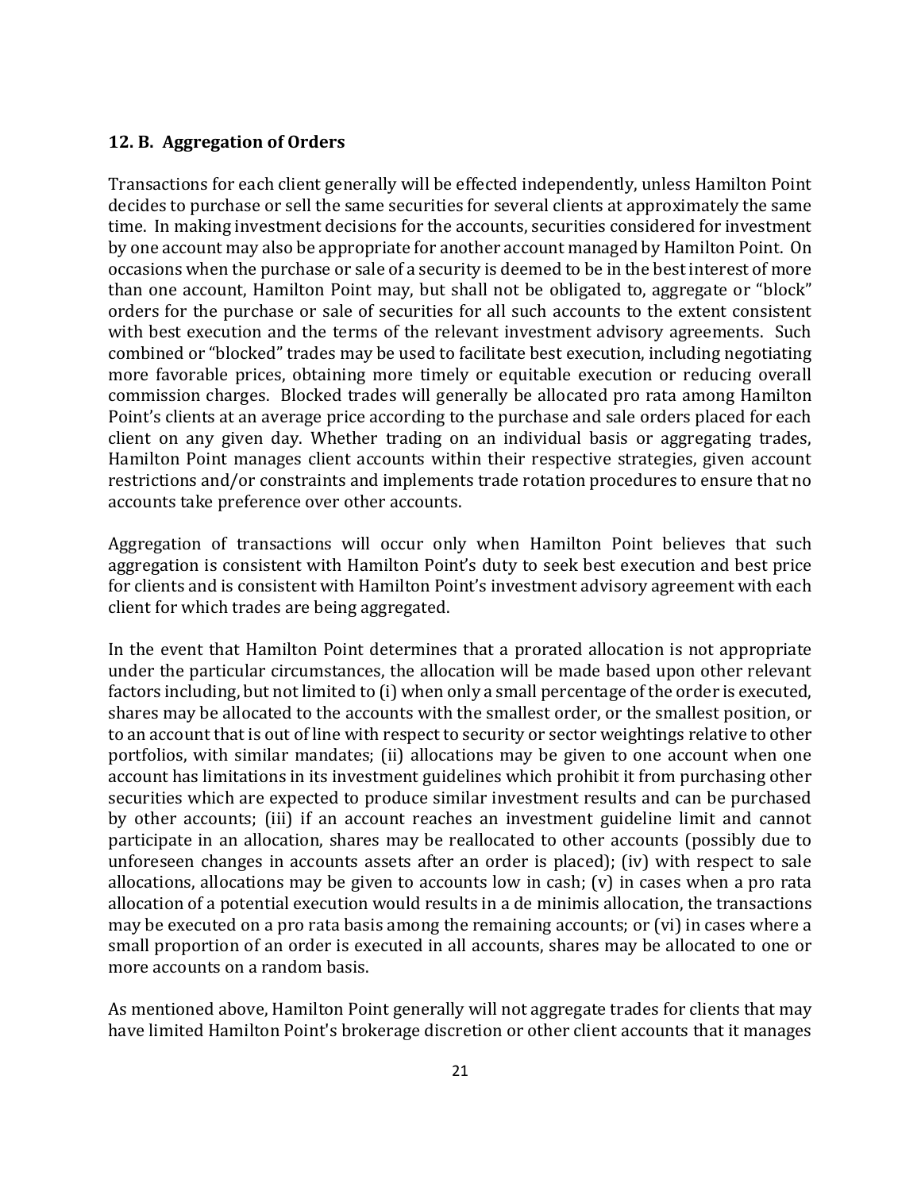### 12. B. Aggregation of Orders

Transactions for each client generally will be effected independently, unless Hamilton Point decides to purchase or sell the same securities for several clients at approximately the same time. In making investment decisions for the accounts, securities considered for investment by one account may also be appropriate for another account managed by Hamilton Point. On occasions when the purchase or sale of a security is deemed to be in the best interest of more than one account, Hamilton Point may, but shall not be obligated to, aggregate or "block" orders for the purchase or sale of securities for all such accounts to the extent consistent with best execution and the terms of the relevant investment advisory agreements. Such combined or "blocked" trades may be used to facilitate best execution, including negotiating more favorable prices, obtaining more timely or equitable execution or reducing overall commission charges. Blocked trades will generally be allocated pro rata among Hamilton Point's clients at an average price according to the purchase and sale orders placed for each client on any given day. Whether trading on an individual basis or aggregating trades, Hamilton Point manages client accounts within their respective strategies, given account restrictions and/or constraints and implements trade rotation procedures to ensure that no accounts take preference over other accounts.

Aggregation of transactions will occur only when Hamilton Point believes that such aggregation is consistent with Hamilton Point's duty to seek best execution and best price for clients and is consistent with Hamilton Point's investment advisory agreement with each client for which trades are being aggregated.

In the event that Hamilton Point determines that a prorated allocation is not appropriate under the particular circumstances, the allocation will be made based upon other relevant factors including, but not limited to (i) when only a small percentage of the order is executed, shares may be allocated to the accounts with the smallest order, or the smallest position, or to an account that is out of line with respect to security or sector weightings relative to other portfolios, with similar mandates; (ii) allocations may be given to one account when one account has limitations in its investment guidelines which prohibit it from purchasing other securities which are expected to produce similar investment results and can be purchased by other accounts; (iii) if an account reaches an investment guideline limit and cannot participate in an allocation, shares may be reallocated to other accounts (possibly due to unforeseen changes in accounts assets after an order is placed); (iv) with respect to sale allocations, allocations may be given to accounts low in cash; (v) in cases when a pro rata allocation of a potential execution would results in a de minimis allocation, the transactions may be executed on a pro rata basis among the remaining accounts; or (vi) in cases where a small proportion of an order is executed in all accounts, shares may be allocated to one or more accounts on a random basis.

As mentioned above, Hamilton Point generally will not aggregate trades for clients that may have limited Hamilton Point's brokerage discretion or other client accounts that it manages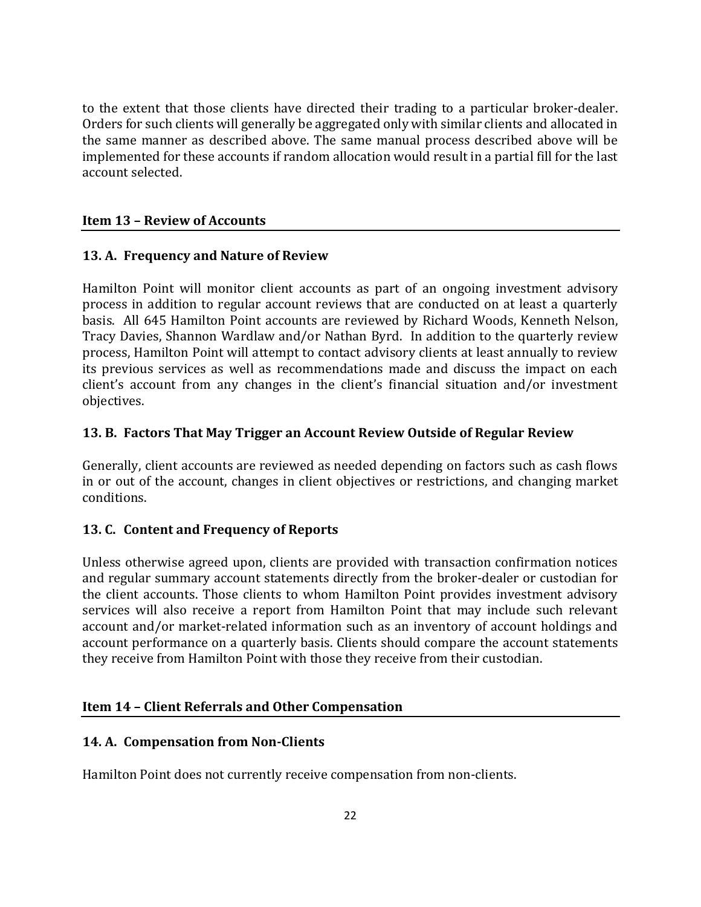to the extent that those clients have directed their trading to a particular broker-dealer. Orders for such clients will generally be aggregated only with similar clients and allocated in the same manner as described above. The same manual process described above will be implemented for these accounts if random allocation would result in a partial fill for the last account selected.

## Item 13 – Review of Accounts

### 13. A. Frequency and Nature of Review

Hamilton Point will monitor client accounts as part of an ongoing investment advisory process in addition to regular account reviews that are conducted on at least a quarterly basis. All 645 Hamilton Point accounts are reviewed by Richard Woods, Kenneth Nelson, Tracy Davies, Shannon Wardlaw and/or Nathan Byrd. In addition to the quarterly review process, Hamilton Point will attempt to contact advisory clients at least annually to review its previous services as well as recommendations made and discuss the impact on each client's account from any changes in the client's financial situation and/or investment objectives.

### 13. B. Factors That May Trigger an Account Review Outside of Regular Review

Generally, client accounts are reviewed as needed depending on factors such as cash flows in or out of the account, changes in client objectives or restrictions, and changing market conditions.

### 13. C. Content and Frequency of Reports

Unless otherwise agreed upon, clients are provided with transaction confirmation notices and regular summary account statements directly from the broker-dealer or custodian for the client accounts. Those clients to whom Hamilton Point provides investment advisory services will also receive a report from Hamilton Point that may include such relevant account and/or market-related information such as an inventory of account holdings and account performance on a quarterly basis. Clients should compare the account statements they receive from Hamilton Point with those they receive from their custodian.

## Item 14 – Client Referrals and Other Compensation

### 14. A. Compensation from Non-Clients

Hamilton Point does not currently receive compensation from non-clients.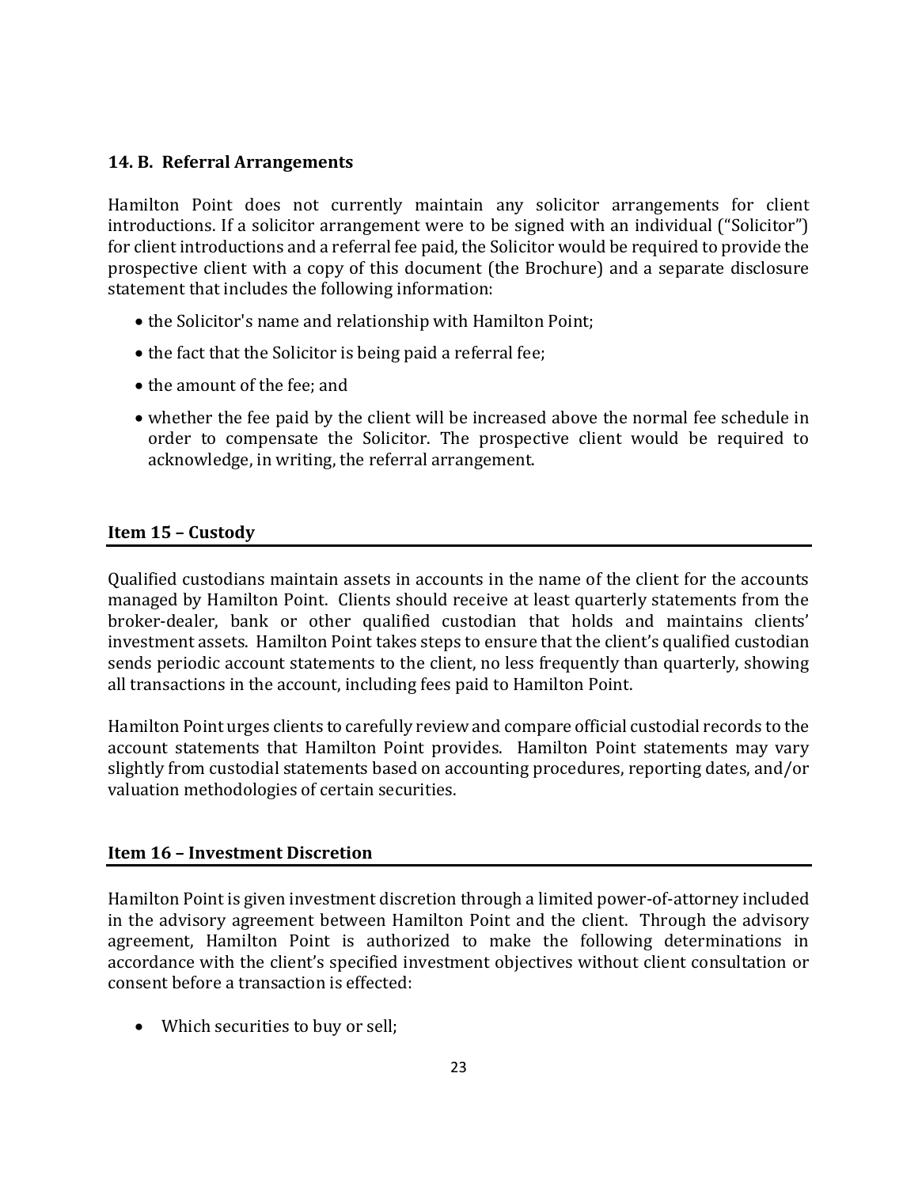### 14. B. Referral Arrangements

Hamilton Point does not currently maintain any solicitor arrangements for client introductions. If a solicitor arrangement were to be signed with an individual ("Solicitor") for client introductions and a referral fee paid, the Solicitor would be required to provide the prospective client with a copy of this document (the Brochure) and a separate disclosure statement that includes the following information:

- the Solicitor's name and relationship with Hamilton Point;
- the fact that the Solicitor is being paid a referral fee;
- the amount of the fee; and
- whether the fee paid by the client will be increased above the normal fee schedule in order to compensate the Solicitor. The prospective client would be required to acknowledge, in writing, the referral arrangement.

## Item 15 – Custody

Qualified custodians maintain assets in accounts in the name of the client for the accounts managed by Hamilton Point. Clients should receive at least quarterly statements from the broker-dealer, bank or other qualified custodian that holds and maintains clients' investment assets. Hamilton Point takes steps to ensure that the client's qualified custodian sends periodic account statements to the client, no less frequently than quarterly, showing all transactions in the account, including fees paid to Hamilton Point.

Hamilton Point urges clients to carefully review and compare official custodial records to the account statements that Hamilton Point provides. Hamilton Point statements may vary slightly from custodial statements based on accounting procedures, reporting dates, and/or valuation methodologies of certain securities.

## Item 16 – Investment Discretion

Hamilton Point is given investment discretion through a limited power-of-attorney included in the advisory agreement between Hamilton Point and the client. Through the advisory agreement, Hamilton Point is authorized to make the following determinations in accordance with the client's specified investment objectives without client consultation or consent before a transaction is effected:

- Which securities to buy or sell;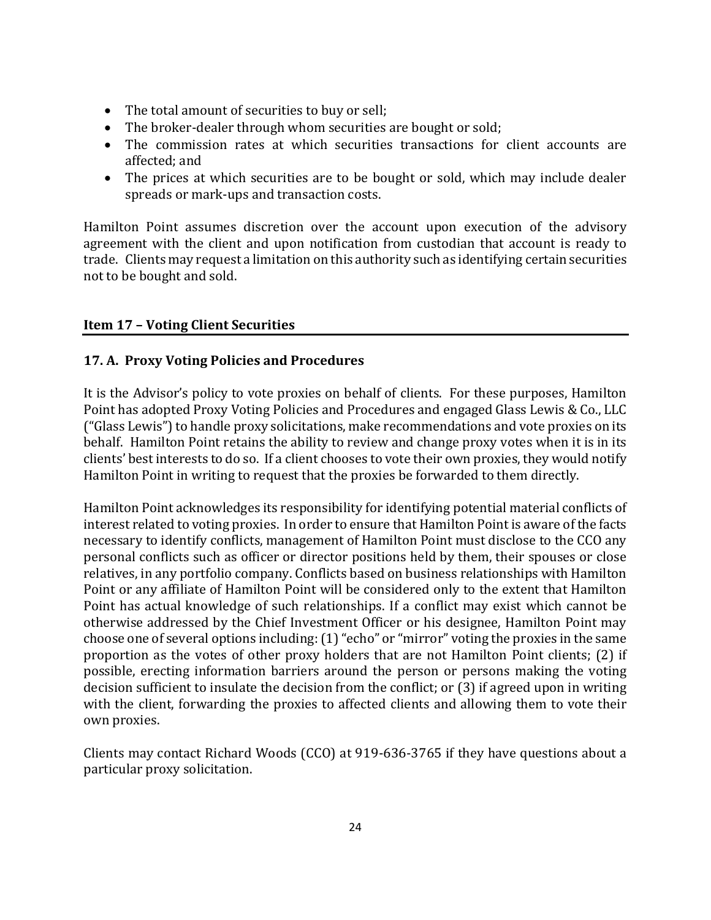- The total amount of securities to buy or sell;
- The broker-dealer through whom securities are bought or sold;
- The commission rates at which securities transactions for client accounts are affected; and
- The prices at which securities are to be bought or sold, which may include dealer spreads or mark-ups and transaction costs.

Hamilton Point assumes discretion over the account upon execution of the advisory agreement with the client and upon notification from custodian that account is ready to trade. Clients may request a limitation on this authority such as identifying certain securities not to be bought and sold.

## Item 17 – Voting Client Securities

### 17. A. Proxy Voting Policies and Procedures

It is the Advisor's policy to vote proxies on behalf of clients. For these purposes, Hamilton Point has adopted Proxy Voting Policies and Procedures and engaged Glass Lewis & Co., LLC ("Glass Lewis") to handle proxy solicitations, make recommendations and vote proxies on its behalf. Hamilton Point retains the ability to review and change proxy votes when it is in its clients' best interests to do so. If a client chooses to vote their own proxies, they would notify Hamilton Point in writing to request that the proxies be forwarded to them directly.

Hamilton Point acknowledges its responsibility for identifying potential material conflicts of interest related to voting proxies. In order to ensure that Hamilton Point is aware of the facts necessary to identify conflicts, management of Hamilton Point must disclose to the CCO any personal conflicts such as officer or director positions held by them, their spouses or close relatives, in any portfolio company. Conflicts based on business relationships with Hamilton Point or any affiliate of Hamilton Point will be considered only to the extent that Hamilton Point has actual knowledge of such relationships. If a conflict may exist which cannot be otherwise addressed by the Chief Investment Officer or his designee, Hamilton Point may choose one of several options including: (1) "echo" or "mirror" voting the proxies in the same proportion as the votes of other proxy holders that are not Hamilton Point clients; (2) if possible, erecting information barriers around the person or persons making the voting decision sufficient to insulate the decision from the conflict; or (3) if agreed upon in writing with the client, forwarding the proxies to affected clients and allowing them to vote their own proxies.

Clients may contact Richard Woods (CCO) at 919-636-3765 if they have questions about a particular proxy solicitation.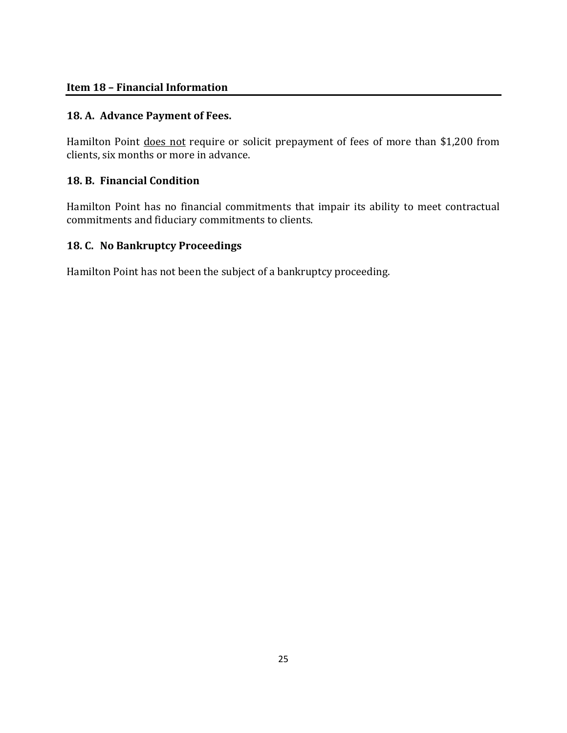## Item 18 – Financial Information

### 18. A. Advance Payment of Fees.

Hamilton Point <u>does not</u> require or solicit prepayment of fees of more than $1,200 from clients, six months or more in advance.

### 18. B. Financial Condition

Hamilton Point has no financial commitments that impair its ability to meet contractual commitments and fiduciary commitments to clients.

### 18. C. No Bankruptcy Proceedings

Hamilton Point has not been the subject of a bankruptcy proceeding.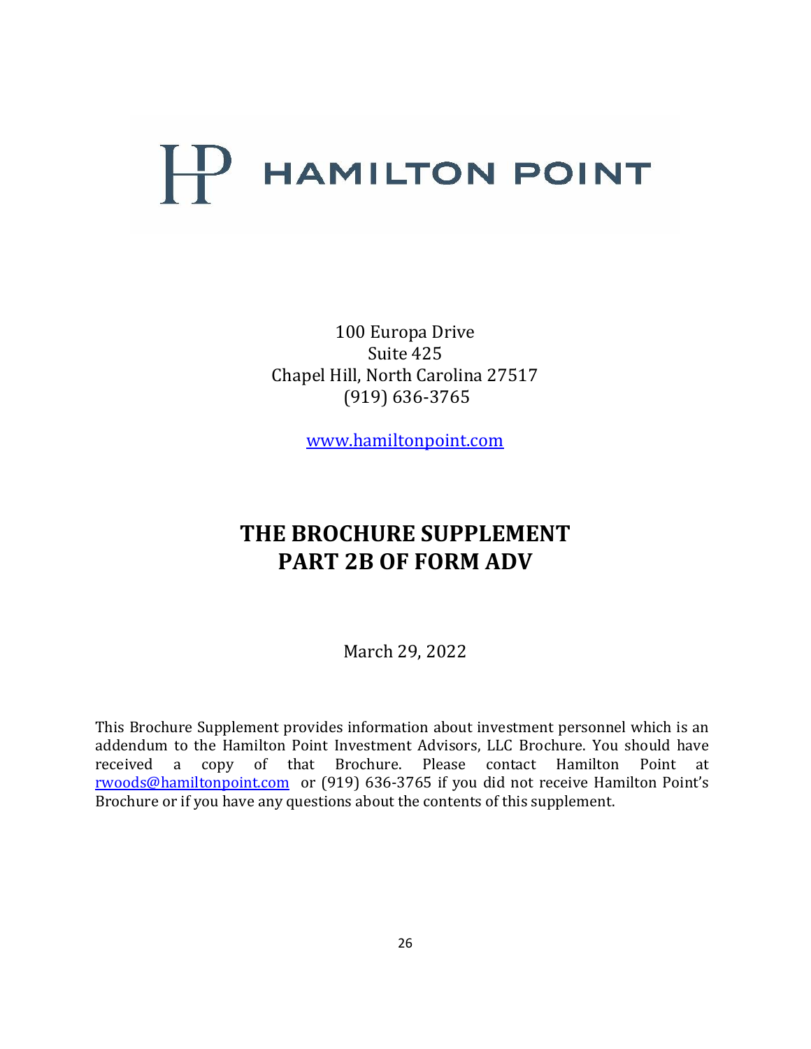HAMILTON POINT

100 Europa Drive
Suite 425
Chapel Hill, North Carolina 27517
(919) 636-3765

www.hamiltonpoint.com

# THE BROCHURE SUPPLEMENT PART 2B OF FORM ADV

March 29, 2022

This Brochure Supplement provides information about investment personnel which is an addendum to the Hamilton Point Investment Advisors, LLC Brochure. You should have received a copy of that Brochure. Please contact Hamilton Point at rwoods@hamiltonpoint.com or (919) 636-3765 if you did not receive Hamilton Point's Brochure or if you have any questions about the contents of this supplement.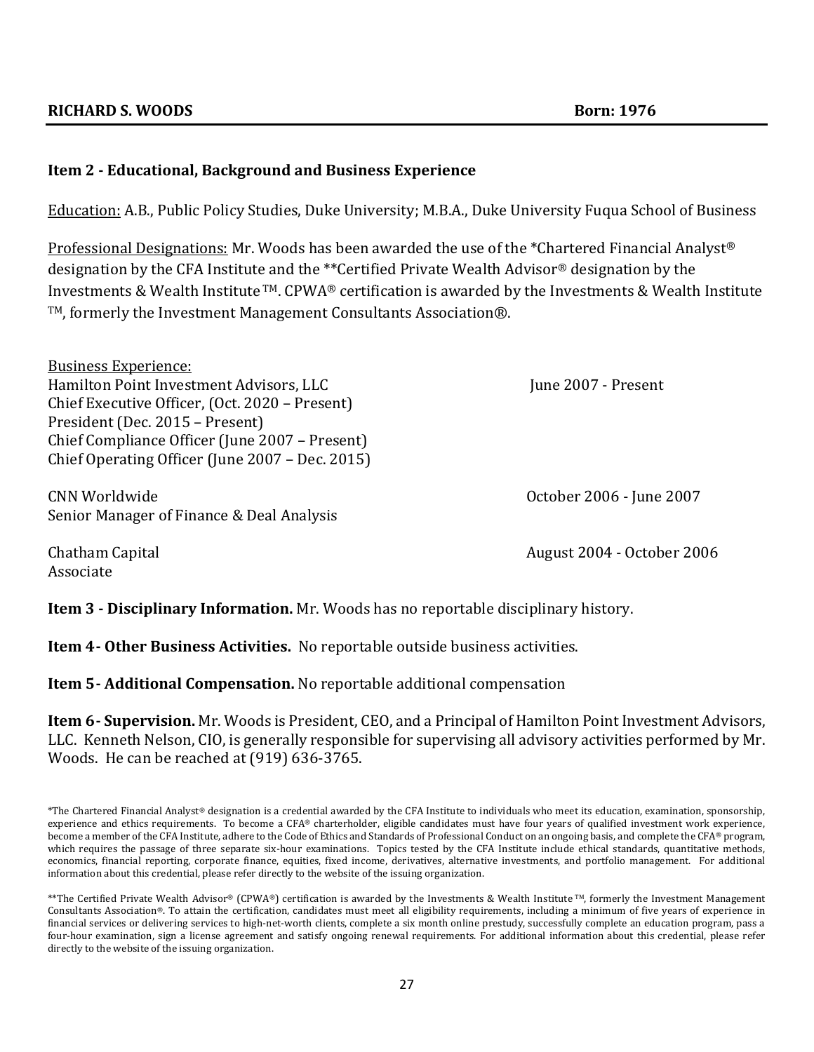**RICHARD S. WOODS** **Born: 1976**

**Item 2 - Educational, Background and Business Experience**

Education: A.B., Public Policy Studies, Duke University; M.B.A., Duke University Fuqua School of Business

Professional Designations: Mr. Woods has been awarded the use of the *Chartered Financial Analyst® designation by the CFA Institute and the **Certified Private Wealth Advisor® designation by the Investments & Wealth Institute™. CPWA® certification is awarded by the Investments & Wealth Institute ™, formerly the Investment Management Consultants Association®.

Business Experience:

| | |
|---|---|
| Hamilton Point Investment Advisors, LLC | June 2007 - Present |
| Chief Executive Officer, (Oct. 2020 – Present) | |
| President (Dec. 2015 – Present) | |
| Chief Compliance Officer (June 2007 – Present) | |
| Chief Operating Officer (June 2007 – Dec. 2015) | |
| CNN Worldwide | October 2006 - June 2007 |
| Senior Manager of Finance & Deal Analysis | |
| Chatham Capital | August 2004 - October 2006 |
| Associate | |

**Item 3 - Disciplinary Information.** Mr. Woods has no reportable disciplinary history.

**Item 4 - Other Business Activities.** No reportable outside business activities.

**Item 5 - Additional Compensation.** No reportable additional compensation

**Item 6 - Supervision.** Mr. Woods is President, CEO, and a Principal of Hamilton Point Investment Advisors, LLC. Kenneth Nelson, CIO, is generally responsible for supervising all advisory activities performed by Mr. Woods. He can be reached at (919) 636-3765.

*The Chartered Financial Analyst® designation is a credential awarded by the CFA Institute to individuals who meet its education, examination, sponsorship, experience and ethics requirements. To become a CFA® charterholder, eligible candidates must have four years of qualified investment work experience, become a member of the CFA Institute, adhere to the Code of Ethics and Standards of Professional Conduct on an ongoing basis, and complete the CFA® program, which requires the passage of three separate six-hour examinations. Topics tested by the CFA Institute include ethical standards, quantitative methods, economics, financial reporting, corporate finance, equities, fixed income, derivatives, alternative investments, and portfolio management. For additional information about this credential, please refer directly to the website of the issuing organization.

**The Certified Private Wealth Advisor® (CPWA®) certification is awarded by the Investments & Wealth Institute™, formerly the Investment Management Consultants Association®. To attain the certification, candidates must meet all eligibility requirements, including a minimum of five years of experience in financial services or delivering services to high-net-worth clients, complete a six month online prestudy, successfully complete an education program, pass a four-hour examination, sign a license agreement and satisfy ongoing renewal requirements. For additional information about this credential, please refer directly to the website of the issuing organization.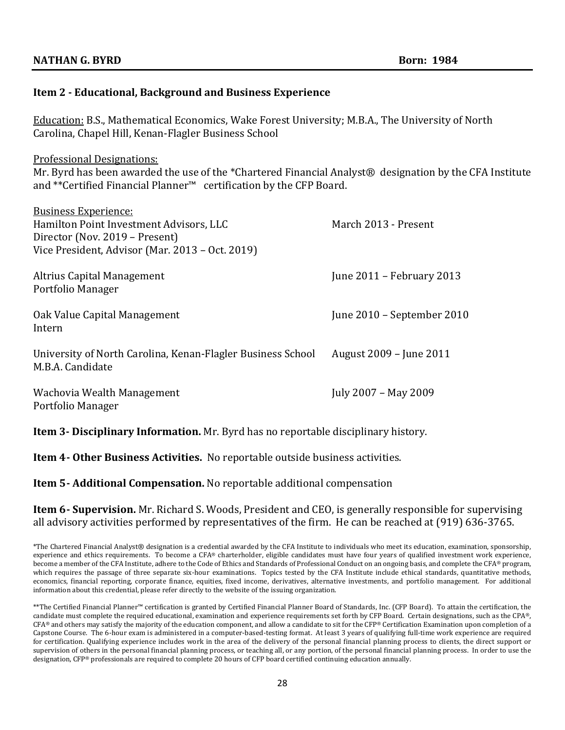**NATHAN G. BYRD** **Born: 1984**

**Item 2 - Educational, Background and Business Experience**

Education: B.S., Mathematical Economics, Wake Forest University; M.B.A., The University of North Carolina, Chapel Hill, Kenan-Flagler Business School

Professional Designations:
Mr. Byrd has been awarded the use of the *Chartered Financial Analyst® designation by the CFA Institute and **Certified Financial Planner™ certification by the CFP Board.

Business Experience:

| | |
|---|---|
| Hamilton Point Investment Advisors, LLC<br>Director (Nov. 2019 – Present)<br>Vice President, Advisor (Mar. 2013 – Oct. 2019) | March 2013 - Present |
| Altrius Capital Management<br>Portfolio Manager | June 2011 – February 2013 |
| Oak Value Capital Management<br>Intern | June 2010 – September 2010 |
| University of North Carolina, Kenan-Flagler Business School<br>M.B.A. Candidate | August 2009 – June 2011 |
| Wachovia Wealth Management<br>Portfolio Manager | July 2007 – May 2009 |

**Item 3- Disciplinary Information.** Mr. Byrd has no reportable disciplinary history.

**Item 4- Other Business Activities.** No reportable outside business activities.

**Item 5- Additional Compensation.** No reportable additional compensation

**Item 6- Supervision.** Mr. Richard S. Woods, President and CEO, is generally responsible for supervising all advisory activities performed by representatives of the firm. He can be reached at (919) 636-3765.

*The Chartered Financial Analyst® designation is a credential awarded by the CFA Institute to individuals who meet its education, examination, sponsorship, experience and ethics requirements. To become a CFA® charterholder, eligible candidates must have four years of qualified investment work experience, become a member of the CFA Institute, adhere to the Code of Ethics and Standards of Professional Conduct on an ongoing basis, and complete the CFA® program, which requires the passage of three separate six-hour examinations. Topics tested by the CFA Institute include ethical standards, quantitative methods, economics, financial reporting, corporate finance, equities, fixed income, derivatives, alternative investments, and portfolio management. For additional information about this credential, please refer directly to the website of the issuing organization.

**The Certified Financial Planner™ certification is granted by Certified Financial Planner Board of Standards, Inc. (CFP Board). To attain the certification, the candidate must complete the required educational, examination and experience requirements set forth by CFP Board. Certain designations, such as the CPA®, CFA® and others may satisfy the majority of the education component, and allow a candidate to sit for the CFP® Certification Examination upon completion of a Capstone Course. The 6-hour exam is administered in a computer-based-testing format. At least 3 years of qualifying full-time work experience are required for certification. Qualifying experience includes work in the area of the delivery of the personal financial planning process to clients, the direct support or supervision of others in the personal financial planning process, or teaching all, or any portion, of the personal financial planning process. In order to use the designation, CFP® professionals are required to complete 20 hours of CFP board certified continuing education annually.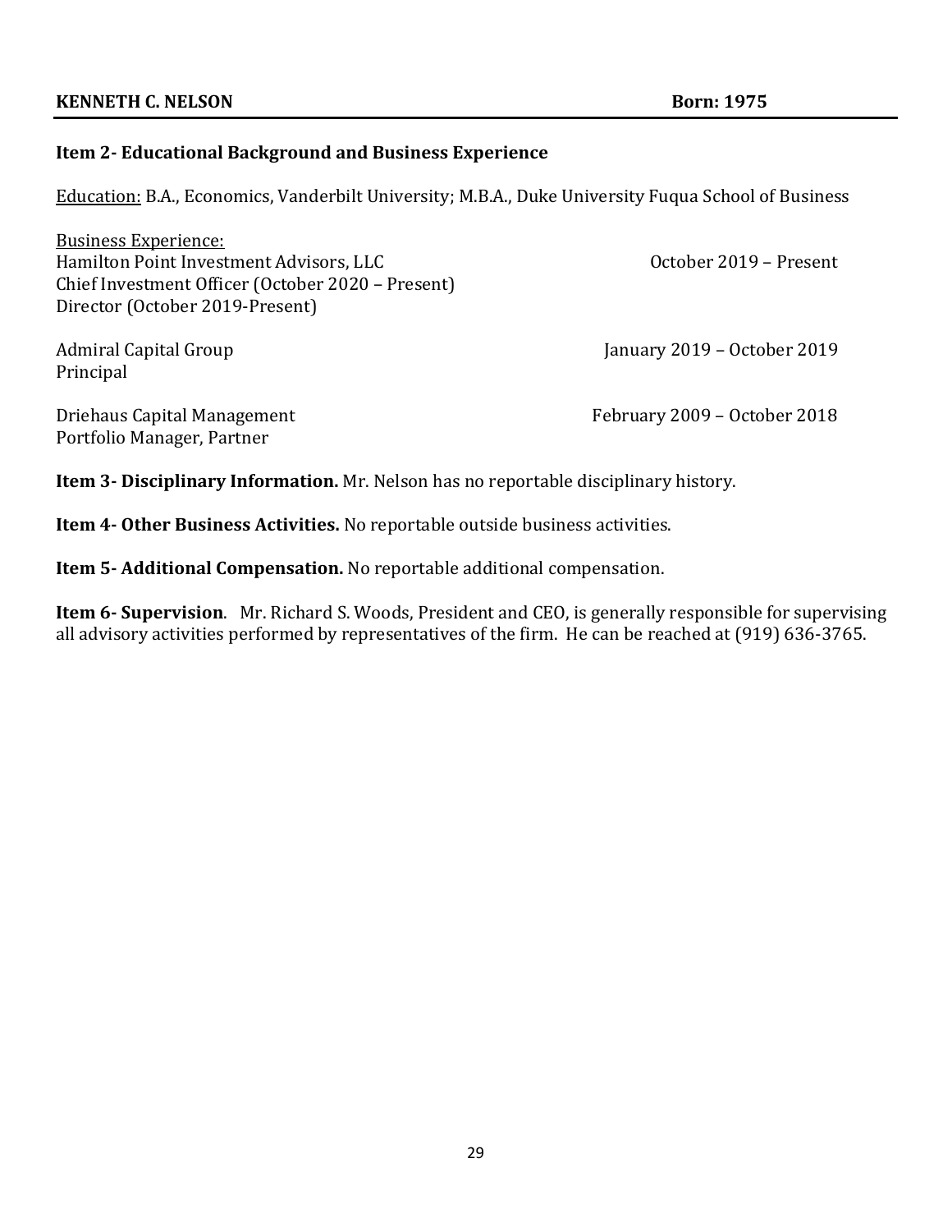**KENNETH C. NELSON** **Born: 1975**

**Item 2- Educational Background and Business Experience**

Education: B.A., Economics, Vanderbilt University; M.B.A., Duke University Fuqua School of Business

Business Experience:
Hamilton Point Investment Advisors, LLC — October 2019 – Present
Chief Investment Officer (October 2020 – Present)
Director (October 2019-Present)

Admiral Capital Group — January 2019 – October 2019
Principal

Driehaus Capital Management — February 2009 – October 2018
Portfolio Manager, Partner

**Item 3- Disciplinary Information.** Mr. Nelson has no reportable disciplinary history.

**Item 4- Other Business Activities.** No reportable outside business activities.

**Item 5- Additional Compensation.** No reportable additional compensation.

**Item 6- Supervision**. Mr. Richard S. Woods, President and CEO, is generally responsible for supervising all advisory activities performed by representatives of the firm. He can be reached at (919) 636-3765.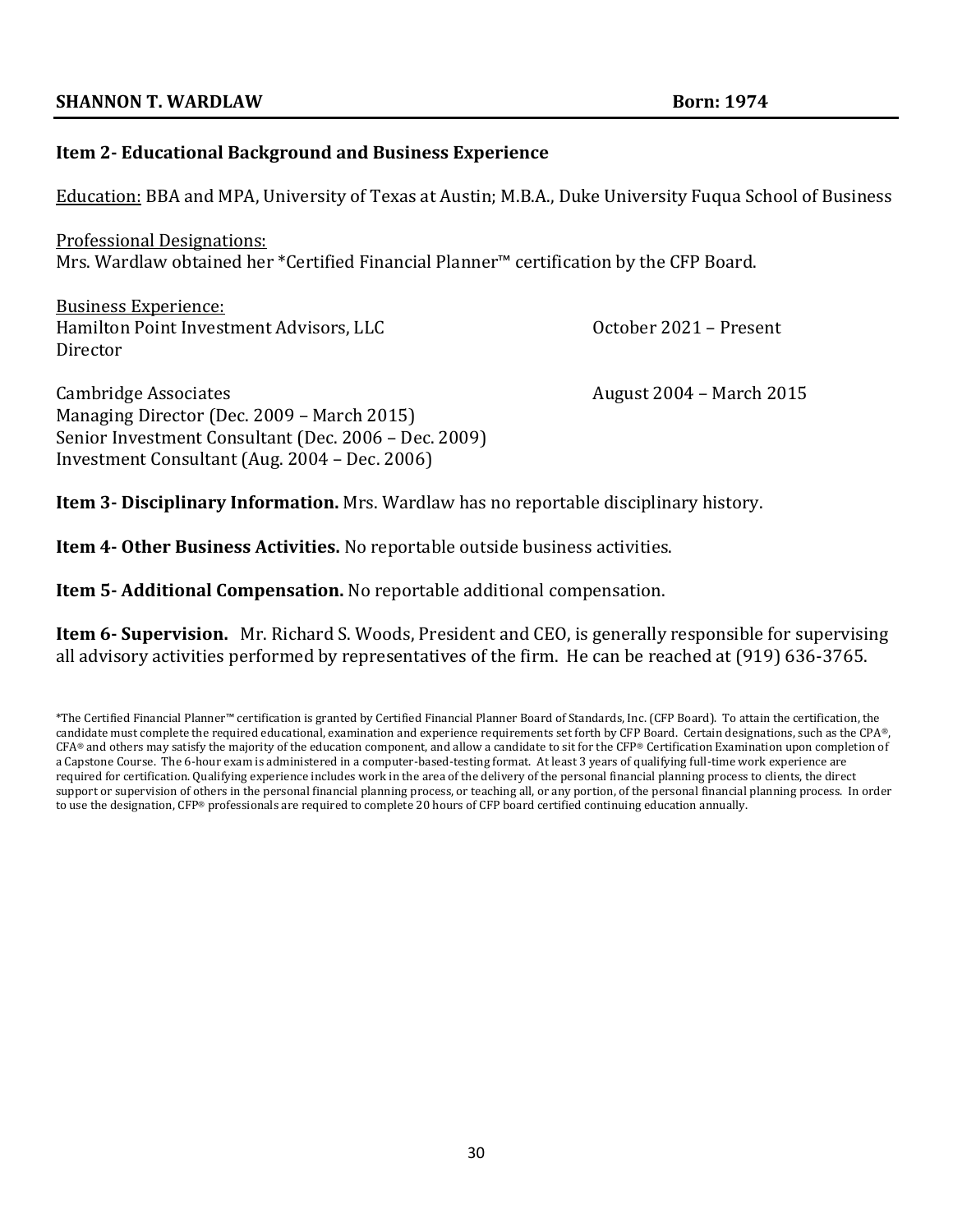**SHANNON T. WARDLAW** **Born: 1974**

**Item 2- Educational Background and Business Experience**

Education: BBA and MPA, University of Texas at Austin; M.B.A., Duke University Fuqua School of Business

Professional Designations:
Mrs. Wardlaw obtained her *Certified Financial Planner™ certification by the CFP Board.

Business Experience:

Hamilton Point Investment Advisors, LLC — October 2021 – Present
Director

Cambridge Associates — August 2004 – March 2015
Managing Director (Dec. 2009 – March 2015)
Senior Investment Consultant (Dec. 2006 – Dec. 2009)
Investment Consultant (Aug. 2004 – Dec. 2006)

**Item 3- Disciplinary Information.** Mrs. Wardlaw has no reportable disciplinary history.

**Item 4- Other Business Activities.** No reportable outside business activities.

**Item 5- Additional Compensation.** No reportable additional compensation.

**Item 6- Supervision.** Mr. Richard S. Woods, President and CEO, is generally responsible for supervising all advisory activities performed by representatives of the firm. He can be reached at (919) 636-3765.

*The Certified Financial Planner™ certification is granted by Certified Financial Planner Board of Standards, Inc. (CFP Board). To attain the certification, the candidate must complete the required educational, examination and experience requirements set forth by CFP Board. Certain designations, such as the CPA®, CFA® and others may satisfy the majority of the education component, and allow a candidate to sit for the CFP® Certification Examination upon completion of a Capstone Course. The 6-hour exam is administered in a computer-based-testing format. At least 3 years of qualifying full-time work experience are required for certification. Qualifying experience includes work in the area of the delivery of the personal financial planning process to clients, the direct support or supervision of others in the personal financial planning process, or teaching all, or any portion, of the personal financial planning process. In order to use the designation, CFP® professionals are required to complete 20 hours of CFP board certified continuing education annually.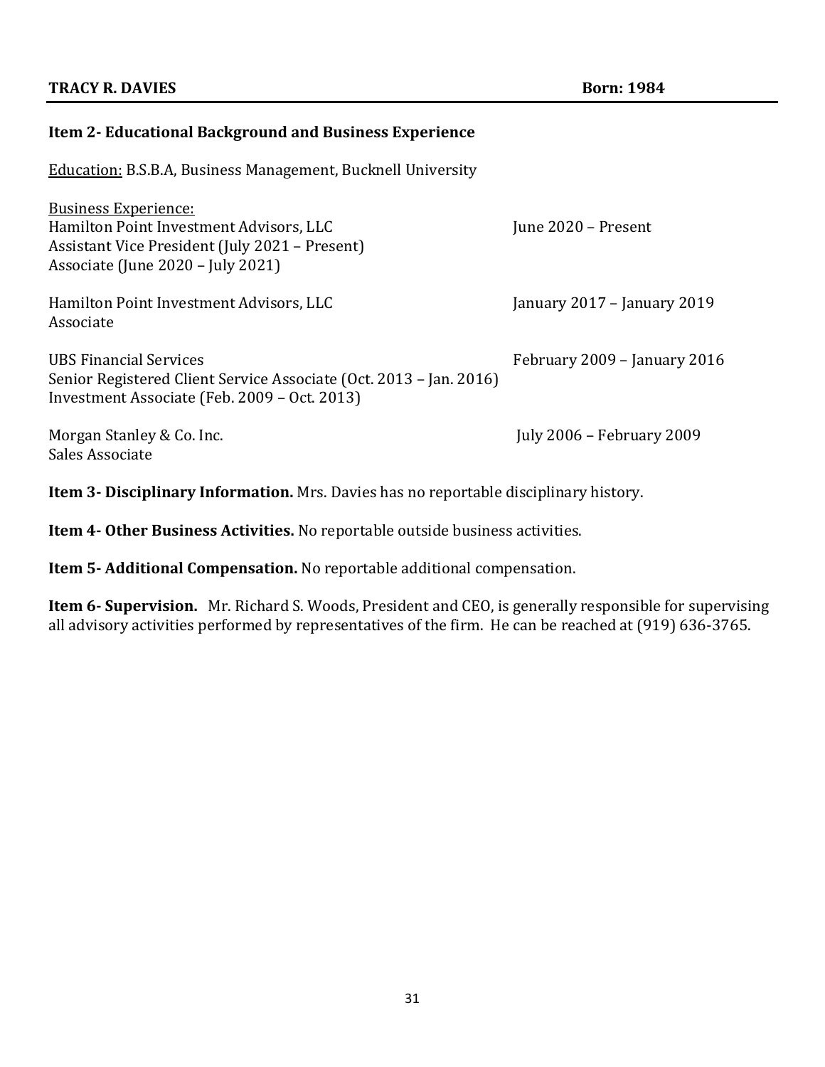**TRACY R. DAVIES** **Born: 1984**

**Item 2- Educational Background and Business Experience**

Education: B.S.B.A, Business Management, Bucknell University

Business Experience:

Hamilton Point Investment Advisors, LLC — June 2020 – Present
Assistant Vice President (July 2021 – Present)
Associate (June 2020 – July 2021)

Hamilton Point Investment Advisors, LLC — January 2017 – January 2019
Associate

UBS Financial Services — February 2009 – January 2016
Senior Registered Client Service Associate (Oct. 2013 – Jan. 2016)
Investment Associate (Feb. 2009 – Oct. 2013)

Morgan Stanley & Co. Inc. — July 2006 – February 2009
Sales Associate

**Item 3- Disciplinary Information.** Mrs. Davies has no reportable disciplinary history.

**Item 4- Other Business Activities.** No reportable outside business activities.

**Item 5- Additional Compensation.** No reportable additional compensation.

**Item 6- Supervision.** Mr. Richard S. Woods, President and CEO, is generally responsible for supervising all advisory activities performed by representatives of the firm. He can be reached at (919) 636-3765.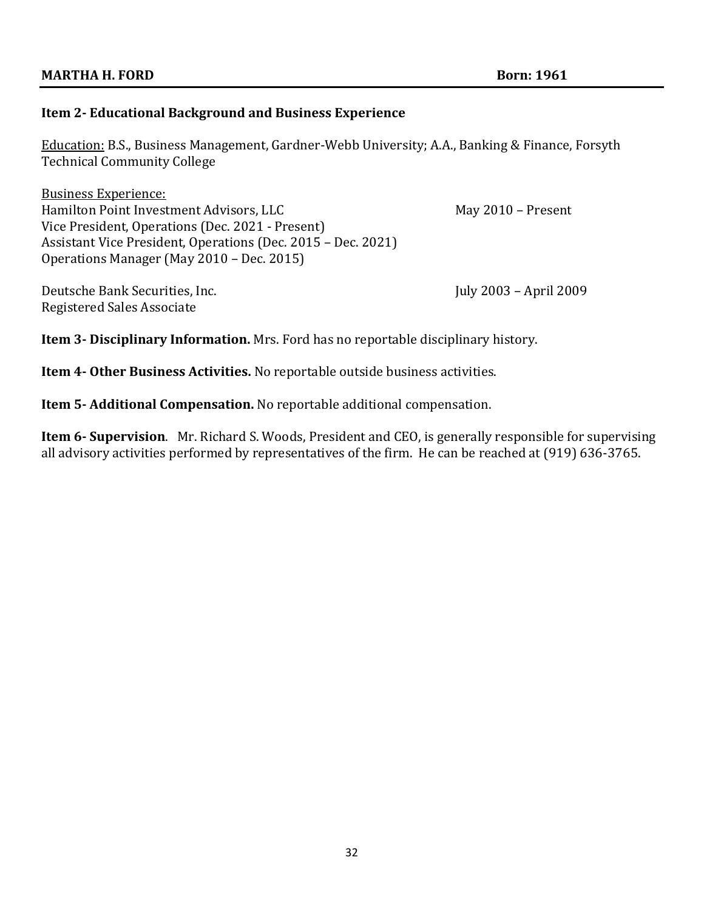**MARTHA H. FORD** **Born: 1961**

**Item 2- Educational Background and Business Experience**

Education: B.S., Business Management, Gardner-Webb University; A.A., Banking & Finance, Forsyth Technical Community College

Business Experience:

Hamilton Point Investment Advisors, LLC — May 2010 – Present
Vice President, Operations (Dec. 2021 - Present)
Assistant Vice President, Operations (Dec. 2015 – Dec. 2021)
Operations Manager (May 2010 – Dec. 2015)

Deutsche Bank Securities, Inc. — July 2003 – April 2009
Registered Sales Associate

**Item 3- Disciplinary Information.** Mrs. Ford has no reportable disciplinary history.

**Item 4- Other Business Activities.** No reportable outside business activities.

**Item 5- Additional Compensation.** No reportable additional compensation.

**Item 6- Supervision**. Mr. Richard S. Woods, President and CEO, is generally responsible for supervising all advisory activities performed by representatives of the firm. He can be reached at (919) 636-3765.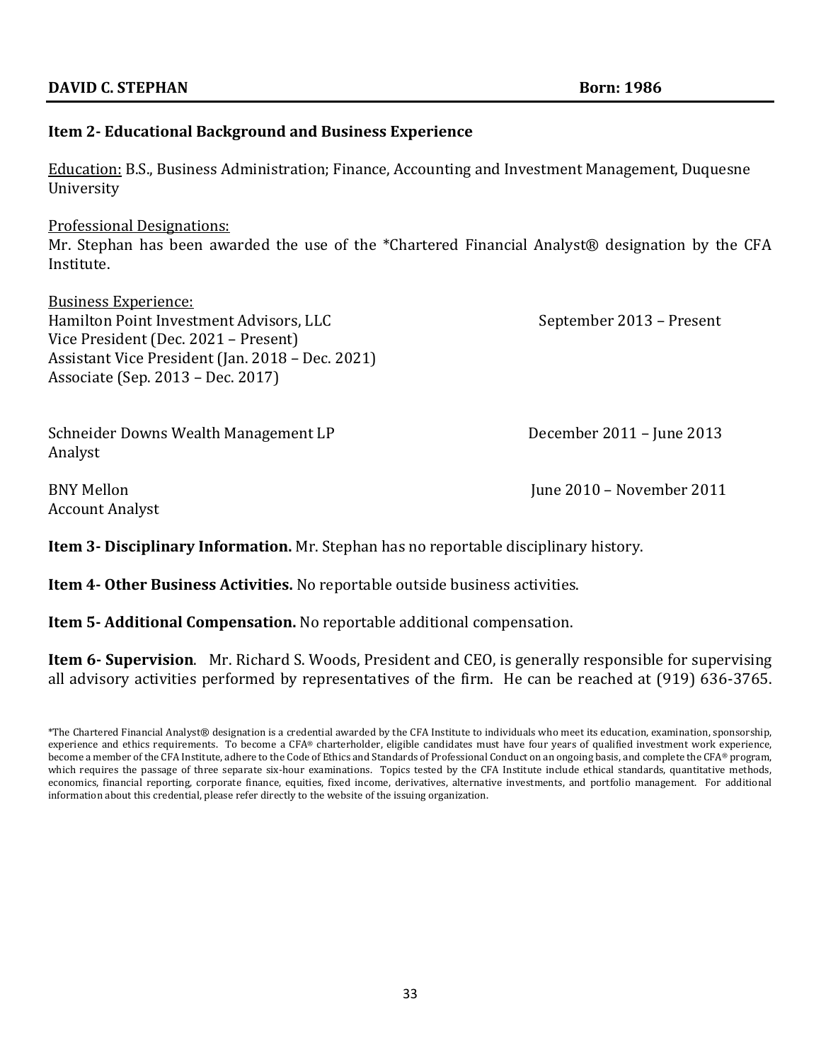**DAVID C. STEPHAN** **Born: 1986**

## Item 2- Educational Background and Business Experience

Education: B.S., Business Administration; Finance, Accounting and Investment Management, Duquesne University

Professional Designations:
Mr. Stephan has been awarded the use of the *Chartered Financial Analyst® designation by the CFA Institute.

Business Experience:

Hamilton Point Investment Advisors, LLC — September 2013 – Present
Vice President (Dec. 2021 – Present)
Assistant Vice President (Jan. 2018 – Dec. 2021)
Associate (Sep. 2013 – Dec. 2017)

Schneider Downs Wealth Management LP — December 2011 – June 2013
Analyst

BNY Mellon — June 2010 – November 2011
Account Analyst

**Item 3- Disciplinary Information.** Mr. Stephan has no reportable disciplinary history.

**Item 4- Other Business Activities.** No reportable outside business activities.

**Item 5- Additional Compensation.** No reportable additional compensation.

**Item 6- Supervision**. Mr. Richard S. Woods, President and CEO, is generally responsible for supervising all advisory activities performed by representatives of the firm. He can be reached at (919) 636-3765.

*The Chartered Financial Analyst® designation is a credential awarded by the CFA Institute to individuals who meet its education, examination, sponsorship, experience and ethics requirements. To become a CFA® charterholder, eligible candidates must have four years of qualified investment work experience, become a member of the CFA Institute, adhere to the Code of Ethics and Standards of Professional Conduct on an ongoing basis, and complete the CFA® program, which requires the passage of three separate six-hour examinations. Topics tested by the CFA Institute include ethical standards, quantitative methods, economics, financial reporting, corporate finance, equities, fixed income, derivatives, alternative investments, and portfolio management. For additional information about this credential, please refer directly to the website of the issuing organization.